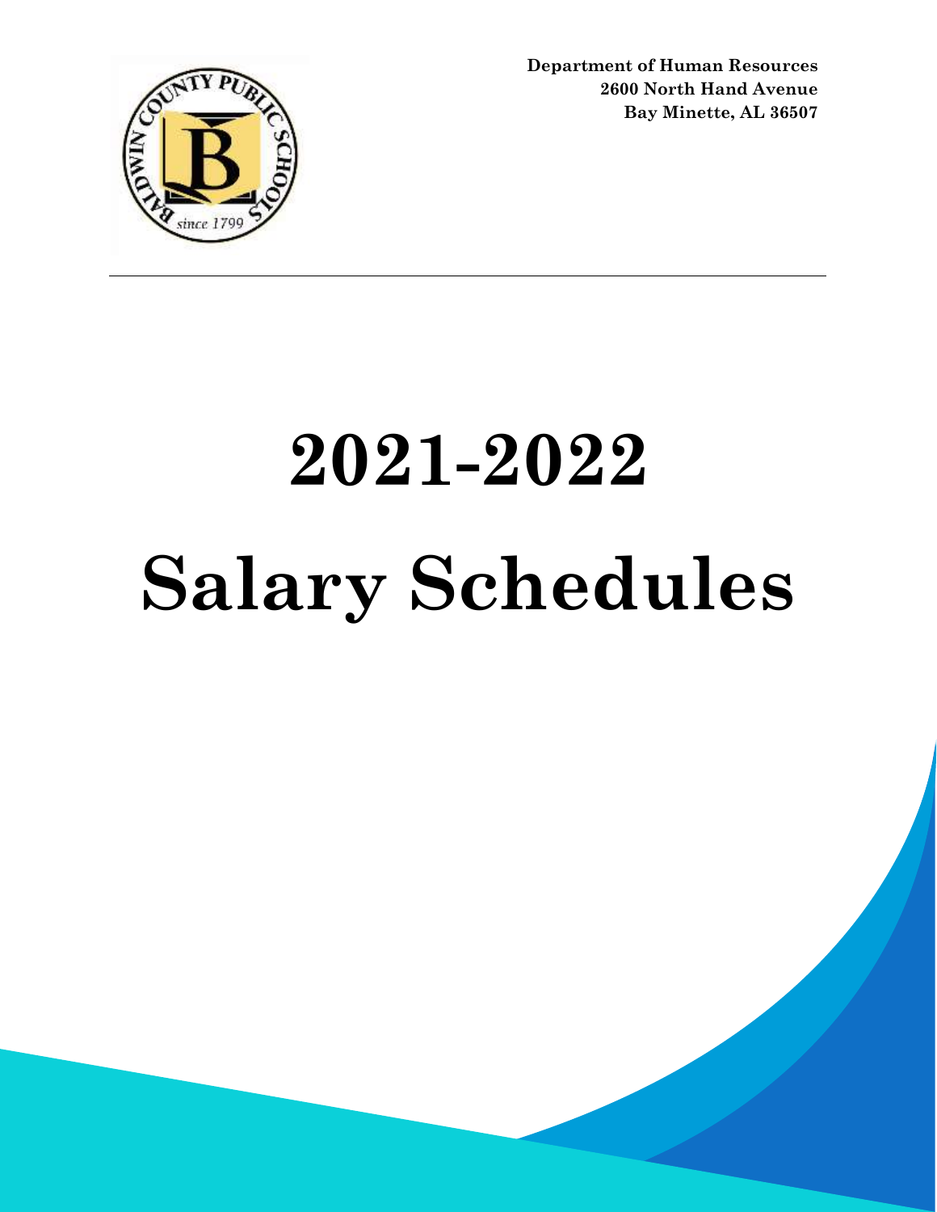Department of Human Resources
2600 North Hand Avenue
Bay Minette, AL 36507

# 2021-2022

# Salary Schedules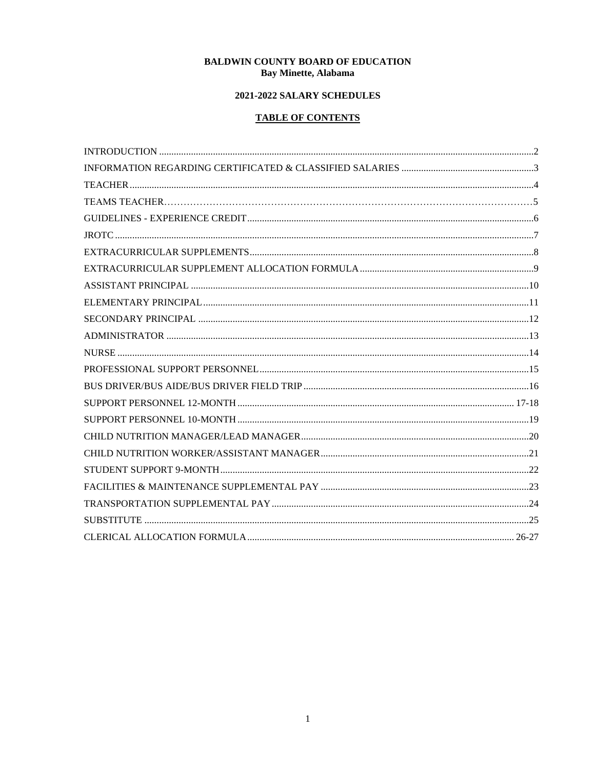**BALDWIN COUNTY BOARD OF EDUCATION**
**Bay Minette, Alabama**

**2021-2022 SALARY SCHEDULES**

## TABLE OF CONTENTS

| Section | Page |
|---|---|
| INTRODUCTION | 2 |
| INFORMATION REGARDING CERTIFICATED & CLASSIFIED SALARIES | 3 |
| TEACHER | 4 |
| TEAMS TEACHER | 5 |
| GUIDELINES - EXPERIENCE CREDIT | 6 |
| JROTC | 7 |
| EXTRACURRICULAR SUPPLEMENTS | 8 |
| EXTRACURRICULAR SUPPLEMENT ALLOCATION FORMULA | 9 |
| ASSISTANT PRINCIPAL | 10 |
| ELEMENTARY PRINCIPAL | 11 |
| SECONDARY PRINCIPAL | 12 |
| ADMINISTRATOR | 13 |
| NURSE | 14 |
| PROFESSIONAL SUPPORT PERSONNEL | 15 |
| BUS DRIVER/BUS AIDE/BUS DRIVER FIELD TRIP | 16 |
| SUPPORT PERSONNEL 12-MONTH | 17-18 |
| SUPPORT PERSONNEL 10-MONTH | 19 |
| CHILD NUTRITION MANAGER/LEAD MANAGER | 20 |
| CHILD NUTRITION WORKER/ASSISTANT MANAGER | 21 |
| STUDENT SUPPORT 9-MONTH | 22 |
| FACILITIES & MAINTENANCE SUPPLEMENTAL PAY | 23 |
| TRANSPORTATION SUPPLEMENTAL PAY | 24 |
| SUBSTITUTE | 25 |
| CLERICAL ALLOCATION FORMULA | 26-27 |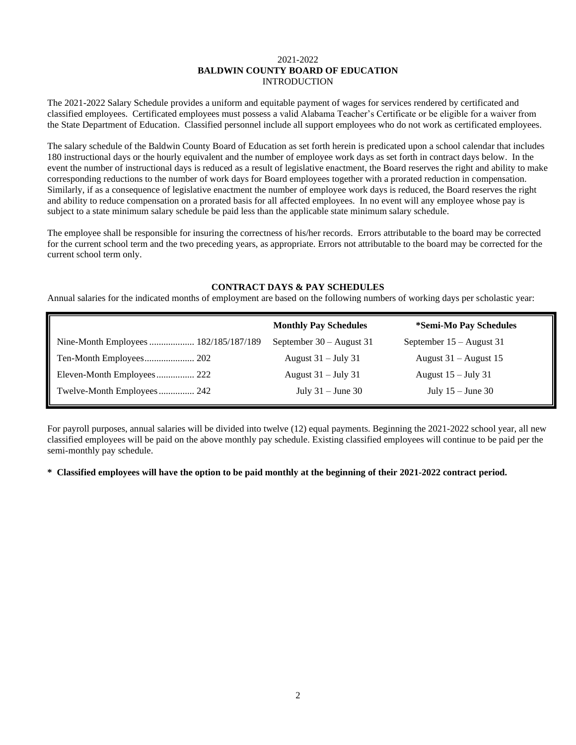2021-2022

**BALDWIN COUNTY BOARD OF EDUCATION**

INTRODUCTION

The 2021-2022 Salary Schedule provides a uniform and equitable payment of wages for services rendered by certificated and classified employees. Certificated employees must possess a valid Alabama Teacher's Certificate or be eligible for a waiver from the State Department of Education. Classified personnel include all support employees who do not work as certificated employees.

The salary schedule of the Baldwin County Board of Education as set forth herein is predicated upon a school calendar that includes 180 instructional days or the hourly equivalent and the number of employee work days as set forth in contract days below. In the event the number of instructional days is reduced as a result of legislative enactment, the Board reserves the right and ability to make corresponding reductions to the number of work days for Board employees together with a prorated reduction in compensation. Similarly, if as a consequence of legislative enactment the number of employee work days is reduced, the Board reserves the right and ability to reduce compensation on a prorated basis for all affected employees. In no event will any employee whose pay is subject to a state minimum salary schedule be paid less than the applicable state minimum salary schedule.

The employee shall be responsible for insuring the correctness of his/her records. Errors attributable to the board may be corrected for the current school term and the two preceding years, as appropriate. Errors not attributable to the board may be corrected for the current school term only.

**CONTRACT DAYS & PAY SCHEDULES**

Annual salaries for the indicated months of employment are based on the following numbers of working days per scholastic year:

| | **Monthly Pay Schedules** | ***Semi-Mo Pay Schedules** |
|---|---|---|
| Nine-Month Employees .................. 182/185/187/189 | September 30 – August 31 | September 15 – August 31 |
| Ten-Month Employees..................... 202 | August 31 – July 31 | August 31 – August 15 |
| Eleven-Month Employees................ 222 | August 31 – July 31 | August 15 – July 31 |
| Twelve-Month Employees............... 242 | July 31 – June 30 | July 15 – June 30 |

For payroll purposes, annual salaries will be divided into twelve (12) equal payments. Beginning the 2021-2022 school year, all new classified employees will be paid on the above monthly pay schedule. Existing classified employees will continue to be paid per the semi-monthly pay schedule.

**\* Classified employees will have the option to be paid monthly at the beginning of their 2021-2022 contract period.**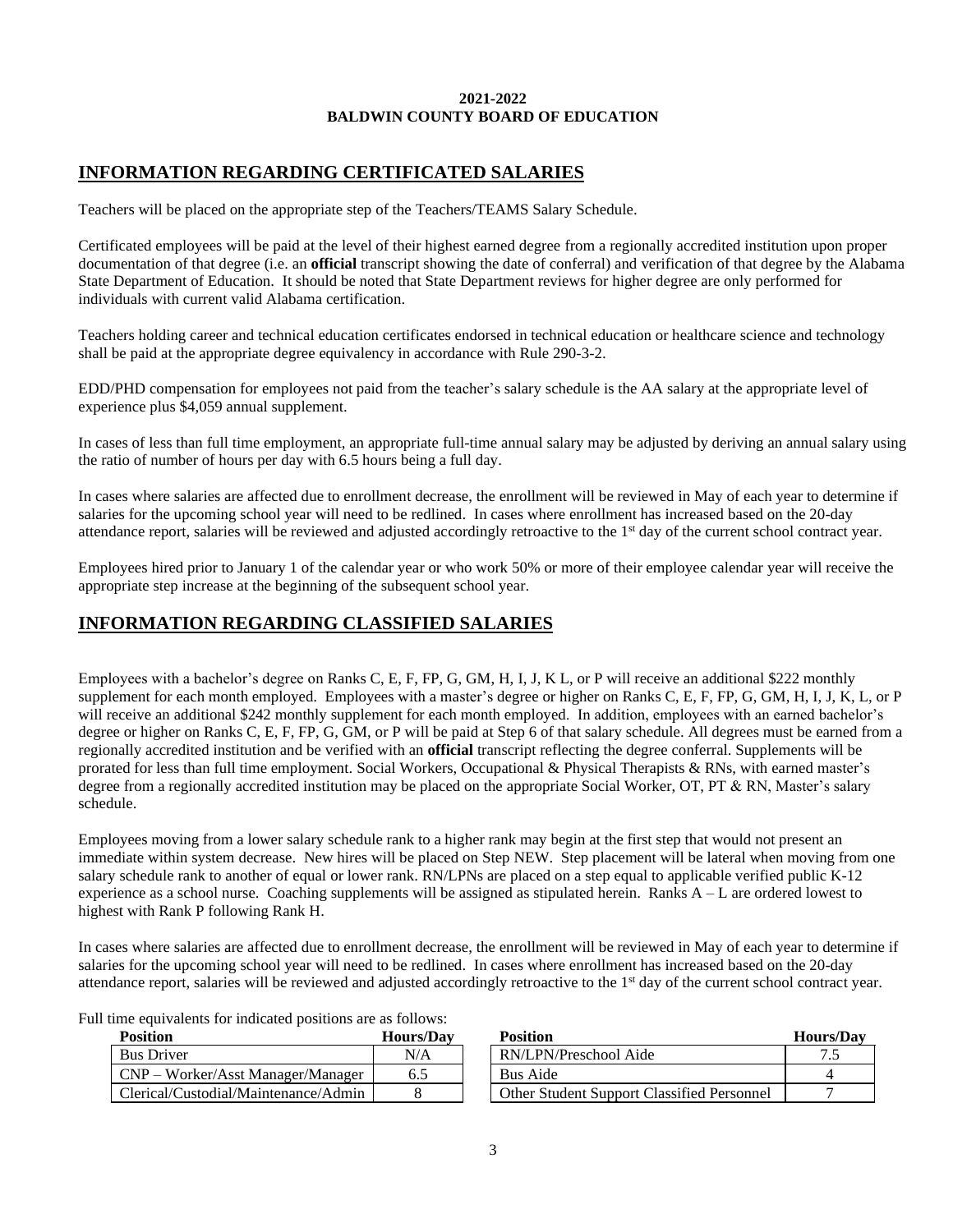**2021-2022**
**BALDWIN COUNTY BOARD OF EDUCATION**

## INFORMATION REGARDING CERTIFICATED SALARIES

Teachers will be placed on the appropriate step of the Teachers/TEAMS Salary Schedule.

Certificated employees will be paid at the level of their highest earned degree from a regionally accredited institution upon proper documentation of that degree (i.e. an **official** transcript showing the date of conferral) and verification of that degree by the Alabama State Department of Education. It should be noted that State Department reviews for higher degree are only performed for individuals with current valid Alabama certification.

Teachers holding career and technical education certificates endorsed in technical education or healthcare science and technology shall be paid at the appropriate degree equivalency in accordance with Rule 290-3-2.

EDD/PHD compensation for employees not paid from the teacher's salary schedule is the AA salary at the appropriate level of experience plus $4,059 annual supplement.

In cases of less than full time employment, an appropriate full-time annual salary may be adjusted by deriving an annual salary using the ratio of number of hours per day with 6.5 hours being a full day.

In cases where salaries are affected due to enrollment decrease, the enrollment will be reviewed in May of each year to determine if salaries for the upcoming school year will need to be redlined. In cases where enrollment has increased based on the 20-day attendance report, salaries will be reviewed and adjusted accordingly retroactive to the 1st day of the current school contract year.

Employees hired prior to January 1 of the calendar year or who work 50% or more of their employee calendar year will receive the appropriate step increase at the beginning of the subsequent school year.

## INFORMATION REGARDING CLASSIFIED SALARIES

Employees with a bachelor's degree on Ranks C, E, F, FP, G, GM, H, I, J, K L, or P will receive an additional $222 monthly supplement for each month employed. Employees with a master's degree or higher on Ranks C, E, F, FP, G, GM, H, I, J, K, L, or P will receive an additional $242 monthly supplement for each month employed. In addition, employees with an earned bachelor's degree or higher on Ranks C, E, F, FP, G, GM, or P will be paid at Step 6 of that salary schedule. All degrees must be earned from a regionally accredited institution and be verified with an **official** transcript reflecting the degree conferral. Supplements will be prorated for less than full time employment. Social Workers, Occupational & Physical Therapists & RNs, with earned master's degree from a regionally accredited institution may be placed on the appropriate Social Worker, OT, PT & RN, Master's salary schedule.

Employees moving from a lower salary schedule rank to a higher rank may begin at the first step that would not present an immediate within system decrease. New hires will be placed on Step NEW. Step placement will be lateral when moving from one salary schedule rank to another of equal or lower rank. RN/LPNs are placed on a step equal to applicable verified public K-12 experience as a school nurse. Coaching supplements will be assigned as stipulated herein. Ranks A – L are ordered lowest to highest with Rank P following Rank H.

In cases where salaries are affected due to enrollment decrease, the enrollment will be reviewed in May of each year to determine if salaries for the upcoming school year will need to be redlined. In cases where enrollment has increased based on the 20-day attendance report, salaries will be reviewed and adjusted accordingly retroactive to the 1st day of the current school contract year.

Full time equivalents for indicated positions are as follows:

| Position | Hours/Day |
|---|---|
| Bus Driver | N/A |
| CNP – Worker/Asst Manager/Manager | 6.5 |
| Clerical/Custodial/Maintenance/Admin | 8 |

| Position | Hours/Day |
|---|---|
| RN/LPN/Preschool Aide | 7.5 |
| Bus Aide | 4 |
| Other Student Support Classified Personnel | 7 |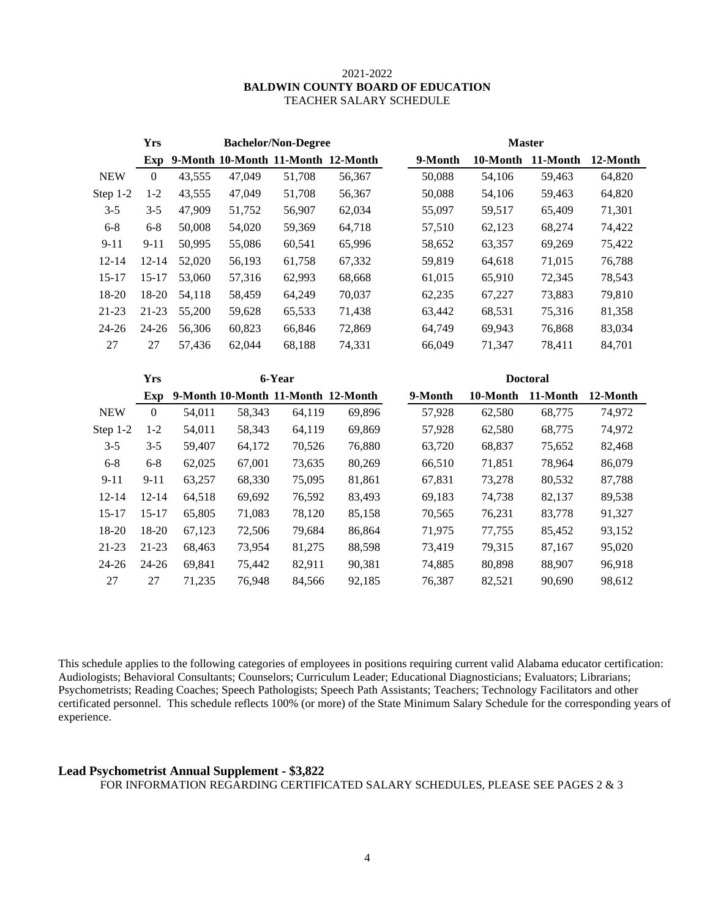2021-2022
**BALDWIN COUNTY BOARD OF EDUCATION**
TEACHER SALARY SCHEDULE

| | Yrs | Bachelor/Non-Degree | | | | Master | | | |
|---|---|---|---|---|---|---|---|---|---|
| | Exp | 9-Month | 10-Month | 11-Month | 12-Month | 9-Month | 10-Month | 11-Month | 12-Month |
| NEW | 0 | 43,555 | 47,049 | 51,708 | 56,367 | 50,088 | 54,106 | 59,463 | 64,820 |
| Step 1-2 | 1-2 | 43,555 | 47,049 | 51,708 | 56,367 | 50,088 | 54,106 | 59,463 | 64,820 |
| 3-5 | 3-5 | 47,909 | 51,752 | 56,907 | 62,034 | 55,097 | 59,517 | 65,409 | 71,301 |
| 6-8 | 6-8 | 50,008 | 54,020 | 59,369 | 64,718 | 57,510 | 62,123 | 68,274 | 74,422 |
| 9-11 | 9-11 | 50,995 | 55,086 | 60,541 | 65,996 | 58,652 | 63,357 | 69,269 | 75,422 |
| 12-14 | 12-14 | 52,020 | 56,193 | 61,758 | 67,332 | 59,819 | 64,618 | 71,015 | 76,788 |
| 15-17 | 15-17 | 53,060 | 57,316 | 62,993 | 68,668 | 61,015 | 65,910 | 72,345 | 78,543 |
| 18-20 | 18-20 | 54,118 | 58,459 | 64,249 | 70,037 | 62,235 | 67,227 | 73,883 | 79,810 |
| 21-23 | 21-23 | 55,200 | 59,628 | 65,533 | 71,438 | 63,442 | 68,531 | 75,316 | 81,358 |
| 24-26 | 24-26 | 56,306 | 60,823 | 66,846 | 72,869 | 64,749 | 69,943 | 76,868 | 83,034 |
| 27 | 27 | 57,436 | 62,044 | 68,188 | 74,331 | 66,049 | 71,347 | 78,411 | 84,701 |

| | Yrs | 6-Year | | | | Doctoral | | | |
|---|---|---|---|---|---|---|---|---|---|
| | Exp | 9-Month | 10-Month | 11-Month | 12-Month | 9-Month | 10-Month | 11-Month | 12-Month |
| NEW | 0 | 54,011 | 58,343 | 64,119 | 69,896 | 57,928 | 62,580 | 68,775 | 74,972 |
| Step 1-2 | 1-2 | 54,011 | 58,343 | 64,119 | 69,869 | 57,928 | 62,580 | 68,775 | 74,972 |
| 3-5 | 3-5 | 59,407 | 64,172 | 70,526 | 76,880 | 63,720 | 68,837 | 75,652 | 82,468 |
| 6-8 | 6-8 | 62,025 | 67,001 | 73,635 | 80,269 | 66,510 | 71,851 | 78,964 | 86,079 |
| 9-11 | 9-11 | 63,257 | 68,330 | 75,095 | 81,861 | 67,831 | 73,278 | 80,532 | 87,788 |
| 12-14 | 12-14 | 64,518 | 69,692 | 76,592 | 83,493 | 69,183 | 74,738 | 82,137 | 89,538 |
| 15-17 | 15-17 | 65,805 | 71,083 | 78,120 | 85,158 | 70,565 | 76,231 | 83,778 | 91,327 |
| 18-20 | 18-20 | 67,123 | 72,506 | 79,684 | 86,864 | 71,975 | 77,755 | 85,452 | 93,152 |
| 21-23 | 21-23 | 68,463 | 73,954 | 81,275 | 88,598 | 73,419 | 79,315 | 87,167 | 95,020 |
| 24-26 | 24-26 | 69,841 | 75,442 | 82,911 | 90,381 | 74,885 | 80,898 | 88,907 | 96,918 |
| 27 | 27 | 71,235 | 76,948 | 84,566 | 92,185 | 76,387 | 82,521 | 90,690 | 98,612 |

This schedule applies to the following categories of employees in positions requiring current valid Alabama educator certification: Audiologists; Behavioral Consultants; Counselors; Curriculum Leader; Educational Diagnosticians; Evaluators; Librarians; Psychometrists; Reading Coaches; Speech Pathologists; Speech Path Assistants; Teachers; Technology Facilitators and other certificated personnel. This schedule reflects 100% (or more) of the State Minimum Salary Schedule for the corresponding years of experience.

**Lead Psychometrist Annual Supplement - $3,822**

FOR INFORMATION REGARDING CERTIFICATED SALARY SCHEDULES, PLEASE SEE PAGES 2 & 3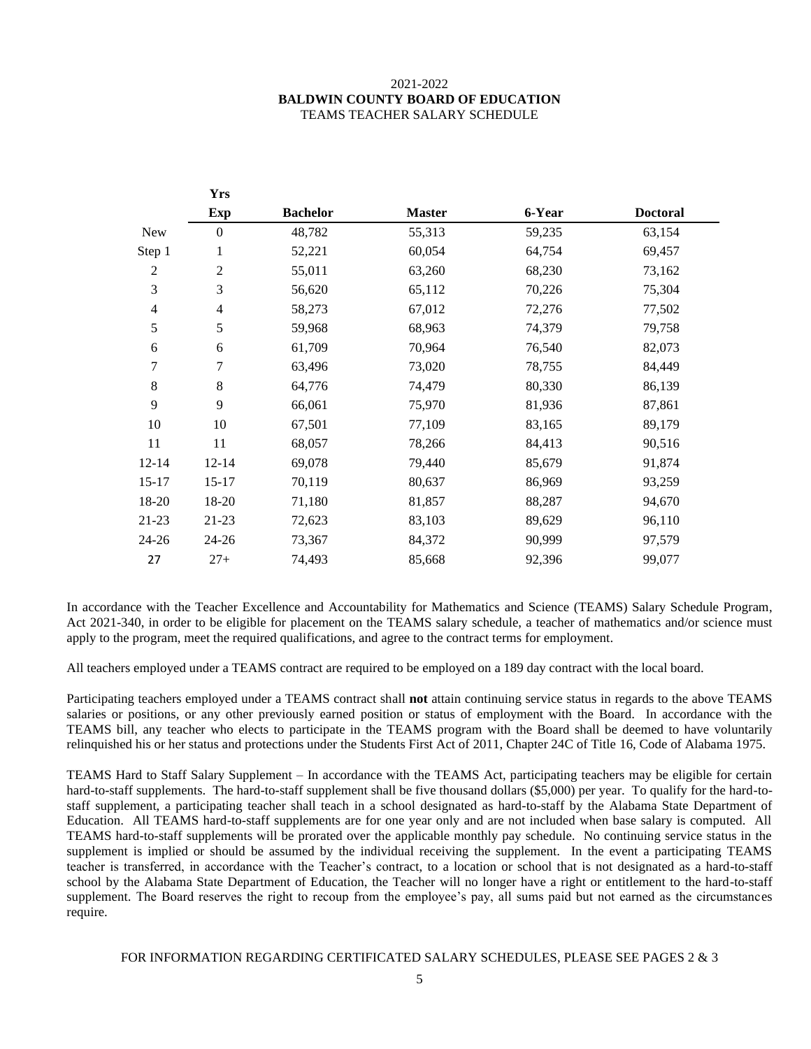2021-2022

**BALDWIN COUNTY BOARD OF EDUCATION**

TEAMS TEACHER SALARY SCHEDULE

| | Yrs Exp | Bachelor | Master | 6-Year | Doctoral |
|---|---|---|---|---|---|
| New | 0 | 48,782 | 55,313 | 59,235 | 63,154 |
| Step 1 | 1 | 52,221 | 60,054 | 64,754 | 69,457 |
| 2 | 2 | 55,011 | 63,260 | 68,230 | 73,162 |
| 3 | 3 | 56,620 | 65,112 | 70,226 | 75,304 |
| 4 | 4 | 58,273 | 67,012 | 72,276 | 77,502 |
| 5 | 5 | 59,968 | 68,963 | 74,379 | 79,758 |
| 6 | 6 | 61,709 | 70,964 | 76,540 | 82,073 |
| 7 | 7 | 63,496 | 73,020 | 78,755 | 84,449 |
| 8 | 8 | 64,776 | 74,479 | 80,330 | 86,139 |
| 9 | 9 | 66,061 | 75,970 | 81,936 | 87,861 |
| 10 | 10 | 67,501 | 77,109 | 83,165 | 89,179 |
| 11 | 11 | 68,057 | 78,266 | 84,413 | 90,516 |
| 12-14 | 12-14 | 69,078 | 79,440 | 85,679 | 91,874 |
| 15-17 | 15-17 | 70,119 | 80,637 | 86,969 | 93,259 |
| 18-20 | 18-20 | 71,180 | 81,857 | 88,287 | 94,670 |
| 21-23 | 21-23 | 72,623 | 83,103 | 89,629 | 96,110 |
| 24-26 | 24-26 | 73,367 | 84,372 | 90,999 | 97,579 |
| 27 | 27+ | 74,493 | 85,668 | 92,396 | 99,077 |

In accordance with the Teacher Excellence and Accountability for Mathematics and Science (TEAMS) Salary Schedule Program, Act 2021-340, in order to be eligible for placement on the TEAMS salary schedule, a teacher of mathematics and/or science must apply to the program, meet the required qualifications, and agree to the contract terms for employment.

All teachers employed under a TEAMS contract are required to be employed on a 189 day contract with the local board.

Participating teachers employed under a TEAMS contract shall **not** attain continuing service status in regards to the above TEAMS salaries or positions, or any other previously earned position or status of employment with the Board. In accordance with the TEAMS bill, any teacher who elects to participate in the TEAMS program with the Board shall be deemed to have voluntarily relinquished his or her status and protections under the Students First Act of 2011, Chapter 24C of Title 16, Code of Alabama 1975.

TEAMS Hard to Staff Salary Supplement – In accordance with the TEAMS Act, participating teachers may be eligible for certain hard-to-staff supplements. The hard-to-staff supplement shall be five thousand dollars ($5,000) per year. To qualify for the hard-to-staff supplement, a participating teacher shall teach in a school designated as hard-to-staff by the Alabama State Department of Education. All TEAMS hard-to-staff supplements are for one year only and are not included when base salary is computed. All TEAMS hard-to-staff supplements will be prorated over the applicable monthly pay schedule. No continuing service status in the supplement is implied or should be assumed by the individual receiving the supplement. In the event a participating TEAMS teacher is transferred, in accordance with the Teacher's contract, to a location or school that is not designated as a hard-to-staff school by the Alabama State Department of Education, the Teacher will no longer have a right or entitlement to the hard-to-staff supplement. The Board reserves the right to recoup from the employee's pay, all sums paid but not earned as the circumstances require.

FOR INFORMATION REGARDING CERTIFICATED SALARY SCHEDULES, PLEASE SEE PAGES 2 & 3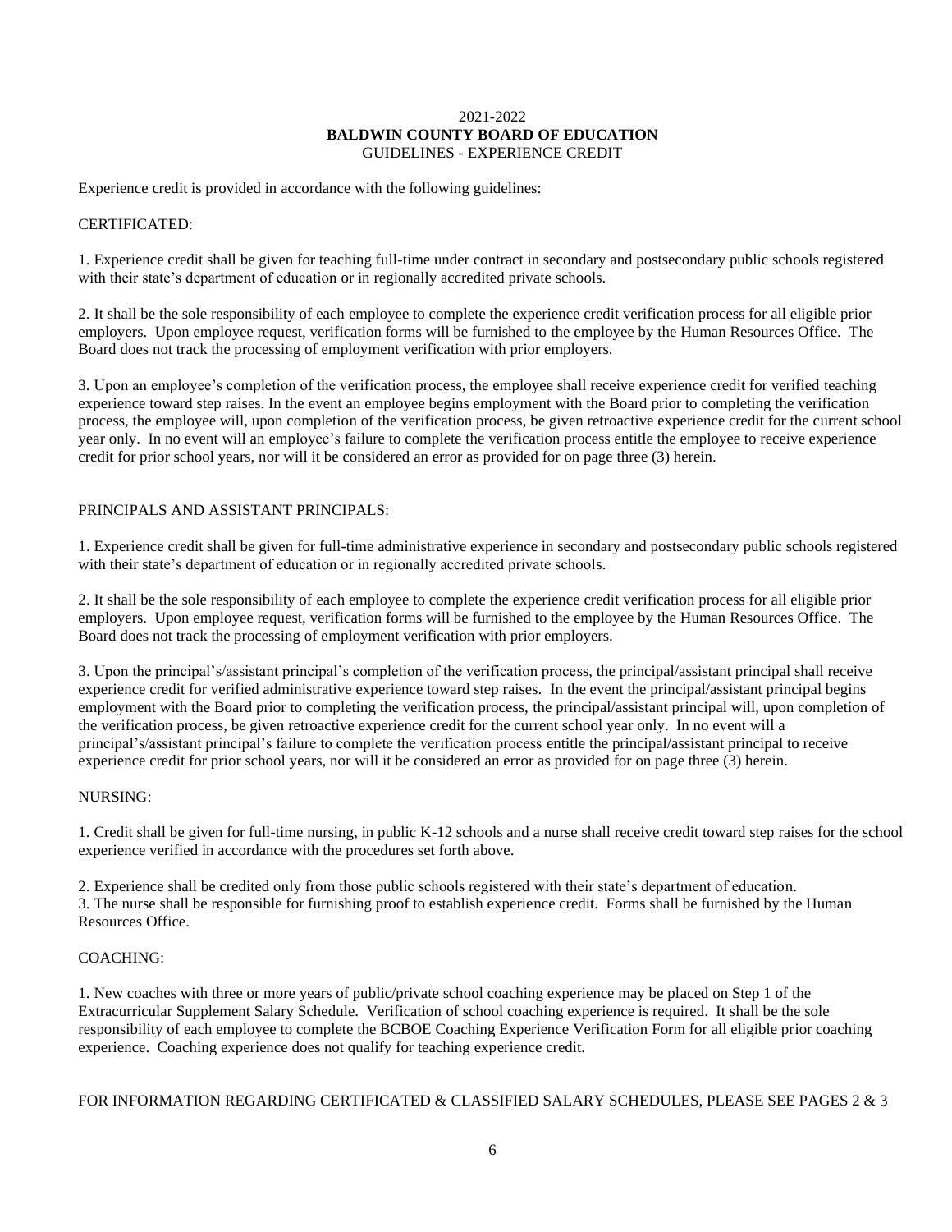# 2021-2022
## BALDWIN COUNTY BOARD OF EDUCATION
### GUIDELINES - EXPERIENCE CREDIT

Experience credit is provided in accordance with the following guidelines:

CERTIFICATED:

1. Experience credit shall be given for teaching full-time under contract in secondary and postsecondary public schools registered with their state's department of education or in regionally accredited private schools.

2. It shall be the sole responsibility of each employee to complete the experience credit verification process for all eligible prior employers. Upon employee request, verification forms will be furnished to the employee by the Human Resources Office. The Board does not track the processing of employment verification with prior employers.

3. Upon an employee's completion of the verification process, the employee shall receive experience credit for verified teaching experience toward step raises. In the event an employee begins employment with the Board prior to completing the verification process, the employee will, upon completion of the verification process, be given retroactive experience credit for the current school year only. In no event will an employee's failure to complete the verification process entitle the employee to receive experience credit for prior school years, nor will it be considered an error as provided for on page three (3) herein.

PRINCIPALS AND ASSISTANT PRINCIPALS:

1. Experience credit shall be given for full-time administrative experience in secondary and postsecondary public schools registered with their state's department of education or in regionally accredited private schools.

2. It shall be the sole responsibility of each employee to complete the experience credit verification process for all eligible prior employers. Upon employee request, verification forms will be furnished to the employee by the Human Resources Office. The Board does not track the processing of employment verification with prior employers.

3. Upon the principal's/assistant principal's completion of the verification process, the principal/assistant principal shall receive experience credit for verified administrative experience toward step raises. In the event the principal/assistant principal begins employment with the Board prior to completing the verification process, the principal/assistant principal will, upon completion of the verification process, be given retroactive experience credit for the current school year only. In no event will a principal's/assistant principal's failure to complete the verification process entitle the principal/assistant principal to receive experience credit for prior school years, nor will it be considered an error as provided for on page three (3) herein.

NURSING:

1. Credit shall be given for full-time nursing, in public K-12 schools and a nurse shall receive credit toward step raises for the school experience verified in accordance with the procedures set forth above.

2. Experience shall be credited only from those public schools registered with their state's department of education.

3. The nurse shall be responsible for furnishing proof to establish experience credit. Forms shall be furnished by the Human Resources Office.

COACHING:

1. New coaches with three or more years of public/private school coaching experience may be placed on Step 1 of the Extracurricular Supplement Salary Schedule. Verification of school coaching experience is required. It shall be the sole responsibility of each employee to complete the BCBOE Coaching Experience Verification Form for all eligible prior coaching experience. Coaching experience does not qualify for teaching experience credit.

FOR INFORMATION REGARDING CERTIFICATED & CLASSIFIED SALARY SCHEDULES, PLEASE SEE PAGES 2 & 3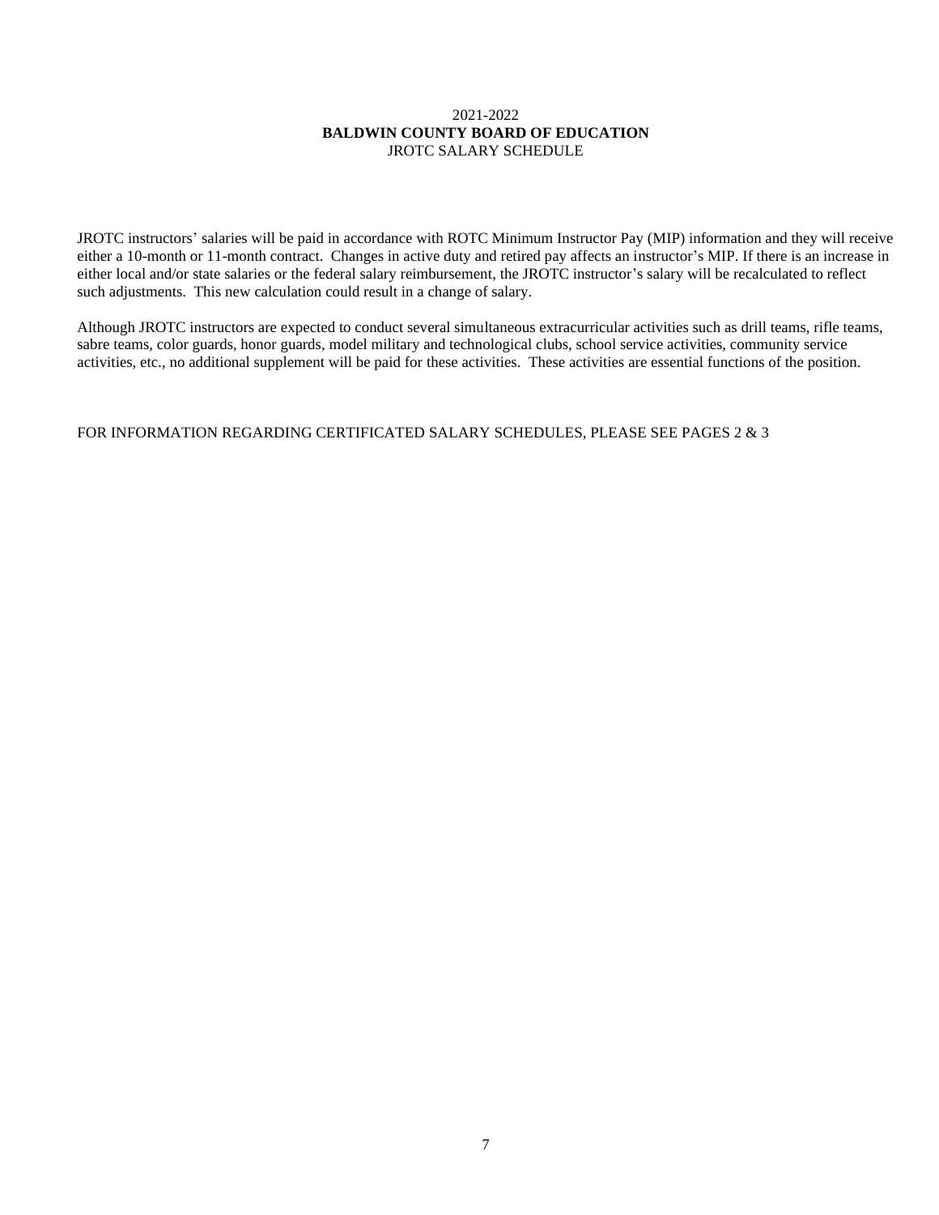2021-2022

**BALDWIN COUNTY BOARD OF EDUCATION**

JROTC SALARY SCHEDULE

JROTC instructors' salaries will be paid in accordance with ROTC Minimum Instructor Pay (MIP) information and they will receive either a 10-month or 11-month contract. Changes in active duty and retired pay affects an instructor's MIP. If there is an increase in either local and/or state salaries or the federal salary reimbursement, the JROTC instructor's salary will be recalculated to reflect such adjustments. This new calculation could result in a change of salary.

Although JROTC instructors are expected to conduct several simultaneous extracurricular activities such as drill teams, rifle teams, sabre teams, color guards, honor guards, model military and technological clubs, school service activities, community service activities, etc., no additional supplement will be paid for these activities. These activities are essential functions of the position.

FOR INFORMATION REGARDING CERTIFICATED SALARY SCHEDULES, PLEASE SEE PAGES 2 & 3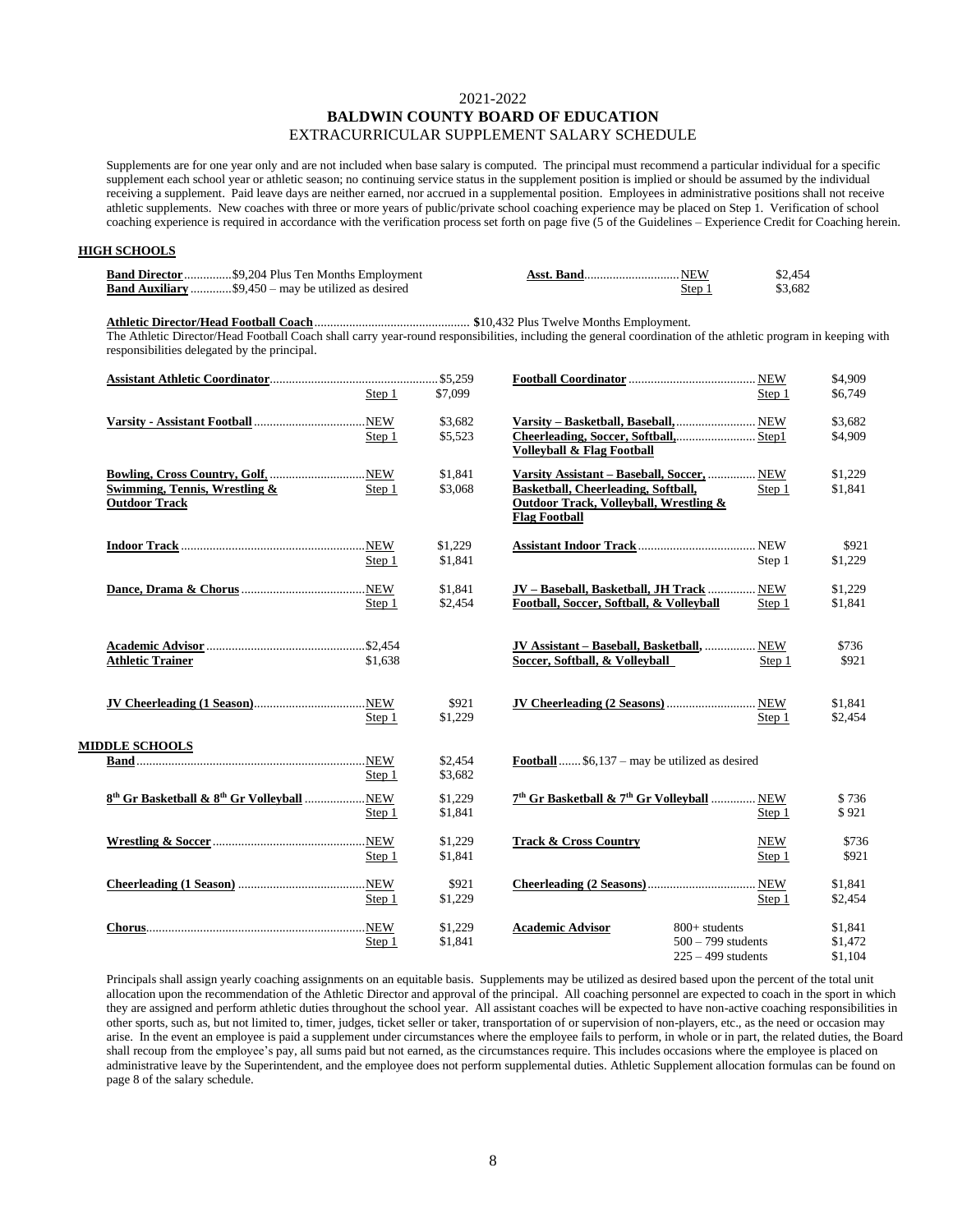2021-2022

**BALDWIN COUNTY BOARD OF EDUCATION**

EXTRACURRICULAR SUPPLEMENT SALARY SCHEDULE

Supplements are for one year only and are not included when base salary is computed. The principal must recommend a particular individual for a specific supplement each school year or athletic season; no continuing service status in the supplement position is implied or should be assumed by the individual receiving a supplement. Paid leave days are neither earned, nor accrued in a supplemental position. Employees in administrative positions shall not receive athletic supplements. New coaches with three or more years of public/private school coaching experience may be placed on Step 1. Verification of school coaching experience is required in accordance with the verification process set forth on page five (5 of the Guidelines – Experience Credit for Coaching herein.

## HIGH SCHOOLS

**Band Director**...............$9,204 Plus Ten Months Employment

**Band Auxiliary**.............$9,450 – may be utilized as desired

| Asst. Band | NEW | $2,454 |
|---|---|---|
| | Step 1 | $3,682 |

**Athletic Director/Head Football Coach**................................................ $10,432 Plus Twelve Months Employment.

The Athletic Director/Head Football Coach shall carry year-round responsibilities, including the general coordination of the athletic program in keeping with responsibilities delegated by the principal.

| Position | Step | Amount | Position | Step | Amount |
|---|---|---|---|---|---|
| **Assistant Athletic Coordinator** | | $5,259 | **Football Coordinator** | NEW | $4,909 |
| | Step 1 | $7,099 | | Step 1 | $6,749 |
| **Varsity - Assistant Football** | NEW | $3,682 | **Varsity – Basketball, Baseball, Cheerleading, Soccer, Softball, Volleyball & Flag Football** | NEW | $3,682 |
| | Step 1 | $5,523 | | Step1 | $4,909 |
| **Bowling, Cross Country, Golf, Swimming, Tennis, Wrestling & Outdoor Track** | NEW | $1,841 | **Varsity Assistant – Baseball, Soccer, Basketball, Cheerleading, Softball, Outdoor Track, Volleyball, Wrestling & Flag Football** | NEW | $1,229 |
| | Step 1 | $3,068 | | Step 1 | $1,841 |
| **Indoor Track** | NEW | $1,229 | **Assistant Indoor Track** | NEW | $921 |
| | Step 1 | $1,841 | | Step 1 | $1,229 |
| **Dance, Drama & Chorus** | NEW | $1,841 | **JV – Baseball, Basketball, JH Track Football, Soccer, Softball, & Volleyball** | NEW | $1,229 |
| | Step 1 | $2,454 | | Step 1 | $1,841 |
| **Academic Advisor** | | $2,454 | **JV Assistant – Baseball, Basketball, Soccer, Softball, & Volleyball** | NEW | $736 |
| **Athletic Trainer** | | $1,638 | | Step 1 | $921 |
| **JV Cheerleading (1 Season)** | NEW | $921 | **JV Cheerleading (2 Seasons)** | NEW | $1,841 |
| | Step 1 | $1,229 | | Step 1 | $2,454 |

## MIDDLE SCHOOLS

| Position | Step | Amount | Position | Step | Amount |
|---|---|---|---|---|---|
| **Band** | NEW | $2,454 | **Football** ....... $6,137 – may be utilized as desired | | |
| | Step 1 | $3,682 | | | |
| **8th Gr Basketball & 8th Gr Volleyball** | NEW | $1,229 | **7th Gr Basketball & 7th Gr Volleyball** | NEW | $ 736 |
| | Step 1 | $1,841 | | Step 1 | $ 921 |
| **Wrestling & Soccer** | NEW | $1,229 | **Track & Cross Country** | NEW | $736 |
| | Step 1 | $1,841 | | Step 1 | $921 |
| **Cheerleading (1 Season)** | NEW | $921 | **Cheerleading (2 Seasons)** | NEW | $1,841 |
| | Step 1 | $1,229 | | Step 1 | $2,454 |
| **Chorus** | NEW | $1,229 | **Academic Advisor** | 800+ students | $1,841 |
| | Step 1 | $1,841 | | 500 – 799 students | $1,472 |
| | | | | 225 – 499 students | $1,104 |

Principals shall assign yearly coaching assignments on an equitable basis. Supplements may be utilized as desired based upon the percent of the total unit allocation upon the recommendation of the Athletic Director and approval of the principal. All coaching personnel are expected to coach in the sport in which they are assigned and perform athletic duties throughout the school year. All assistant coaches will be expected to have non-active coaching responsibilities in other sports, such as, but not limited to, timer, judges, ticket seller or taker, transportation of or supervision of non-players, etc., as the need or occasion may arise. In the event an employee is paid a supplement under circumstances where the employee fails to perform, in whole or in part, the related duties, the Board shall recoup from the employee's pay, all sums paid but not earned, as the circumstances require. This includes occasions where the employee is placed on administrative leave by the Superintendent, and the employee does not perform supplemental duties. Athletic Supplement allocation formulas can be found on page 8 of the salary schedule.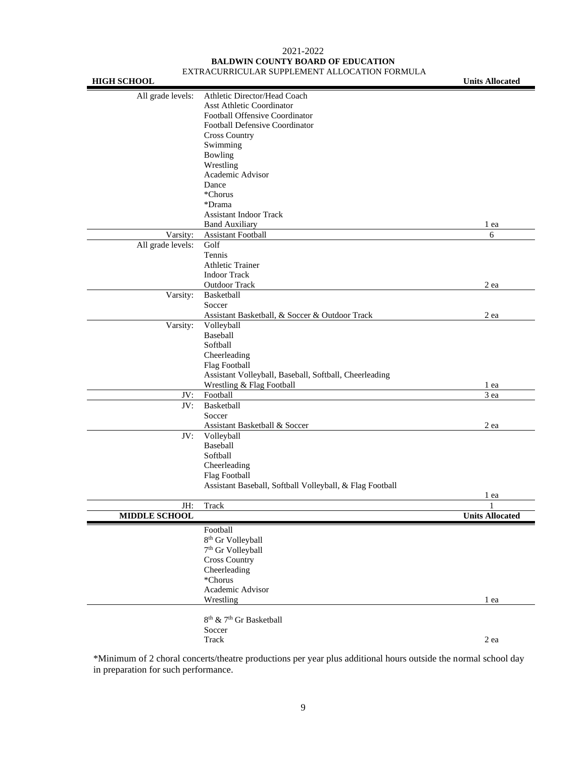2021-2022

**BALDWIN COUNTY BOARD OF EDUCATION**

EXTRACURRICULAR SUPPLEMENT ALLOCATION FORMULA

| **HIGH SCHOOL** | | **Units Allocated** |
|---|---|---|
| All grade levels: | Athletic Director/Head Coach<br>Asst Athletic Coordinator<br>Football Offensive Coordinator<br>Football Defensive Coordinator<br>Cross Country<br>Swimming<br>Bowling<br>Wrestling<br>Academic Advisor<br>Dance<br>*Chorus<br>*Drama<br>Assistant Indoor Track<br>Band Auxiliary | 1 ea |
| Varsity: | Assistant Football | 6 |
| All grade levels: | Golf<br>Tennis<br>Athletic Trainer<br>Indoor Track<br>Outdoor Track | 2 ea |
| Varsity: | Basketball<br>Soccer<br>Assistant Basketball, & Soccer & Outdoor Track | 2 ea |
| Varsity: | Volleyball<br>Baseball<br>Softball<br>Cheerleading<br>Flag Football<br>Assistant Volleyball, Baseball, Softball, Cheerleading<br>Wrestling & Flag Football | 1 ea |
| JV: | Football | 3 ea |
| JV: | Basketball<br>Soccer<br>Assistant Basketball & Soccer | 2 ea |
| JV: | Volleyball<br>Baseball<br>Softball<br>Cheerleading<br>Flag Football<br>Assistant Baseball, Softball Volleyball, & Flag Football | 1 ea |
| JH: | Track | 1 |

| **MIDDLE SCHOOL** | | **Units Allocated** |
|---|---|---|
| | Football<br>8th Gr Volleyball<br>7th Gr Volleyball<br>Cross Country<br>Cheerleading<br>*Chorus<br>Academic Advisor<br>Wrestling | 1 ea |
| | 8th & 7th Gr Basketball<br>Soccer<br>Track | 2 ea |

*Minimum of 2 choral concerts/theatre productions per year plus additional hours outside the normal school day in preparation for such performance.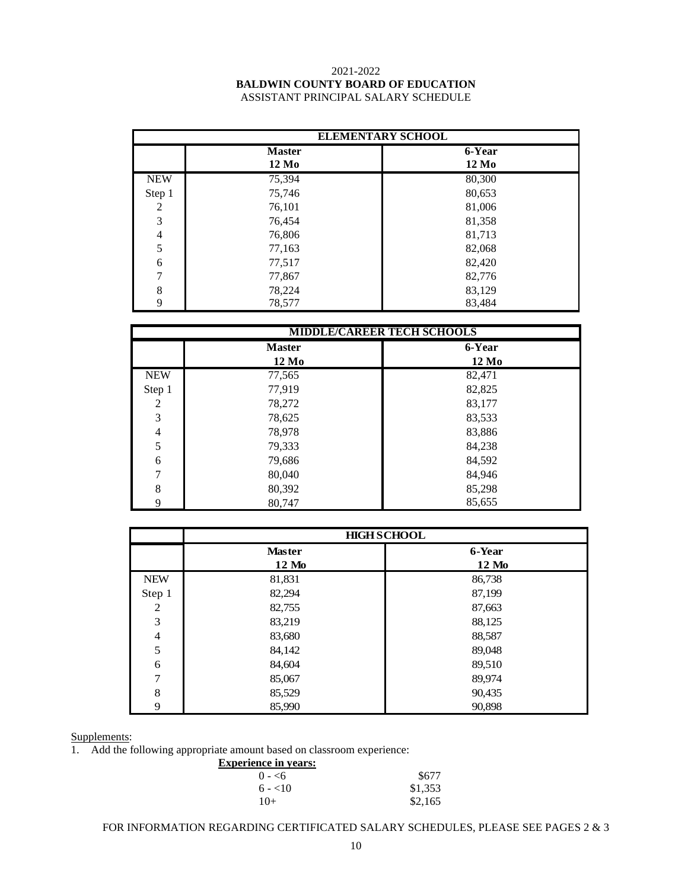2021-2022

**BALDWIN COUNTY BOARD OF EDUCATION**

ASSISTANT PRINCIPAL SALARY SCHEDULE

| | ELEMENTARY SCHOOL | |
|---|---|---|
| | **Master 12 Mo** | **6-Year 12 Mo** |
| NEW | 75,394 | 80,300 |
| Step 1 | 75,746 | 80,653 |
| 2 | 76,101 | 81,006 |
| 3 | 76,454 | 81,358 |
| 4 | 76,806 | 81,713 |
| 5 | 77,163 | 82,068 |
| 6 | 77,517 | 82,420 |
| 7 | 77,867 | 82,776 |
| 8 | 78,224 | 83,129 |
| 9 | 78,577 | 83,484 |

| | MIDDLE/CAREER TECH SCHOOLS | |
|---|---|---|
| | **Master 12 Mo** | **6-Year 12 Mo** |
| NEW | 77,565 | 82,471 |
| Step 1 | 77,919 | 82,825 |
| 2 | 78,272 | 83,177 |
| 3 | 78,625 | 83,533 |
| 4 | 78,978 | 83,886 |
| 5 | 79,333 | 84,238 |
| 6 | 79,686 | 84,592 |
| 7 | 80,040 | 84,946 |
| 8 | 80,392 | 85,298 |
| 9 | 80,747 | 85,655 |

| | HIGH SCHOOL | |
|---|---|---|
| | **Master 12 Mo** | **6-Year 12 Mo** |
| NEW | 81,831 | 86,738 |
| Step 1 | 82,294 | 87,199 |
| 2 | 82,755 | 87,663 |
| 3 | 83,219 | 88,125 |
| 4 | 83,680 | 88,587 |
| 5 | 84,142 | 89,048 |
| 6 | 84,604 | 89,510 |
| 7 | 85,067 | 89,974 |
| 8 | 85,529 | 90,435 |
| 9 | 85,990 | 90,898 |

Supplements:

1. Add the following appropriate amount based on classroom experience:

| Experience in years: | |
|---|---|
| 0 - <6 | $677 |
| 6 - <10 | $1,353 |
| 10+ | $2,165 |

FOR INFORMATION REGARDING CERTIFICATED SALARY SCHEDULES, PLEASE SEE PAGES 2 & 3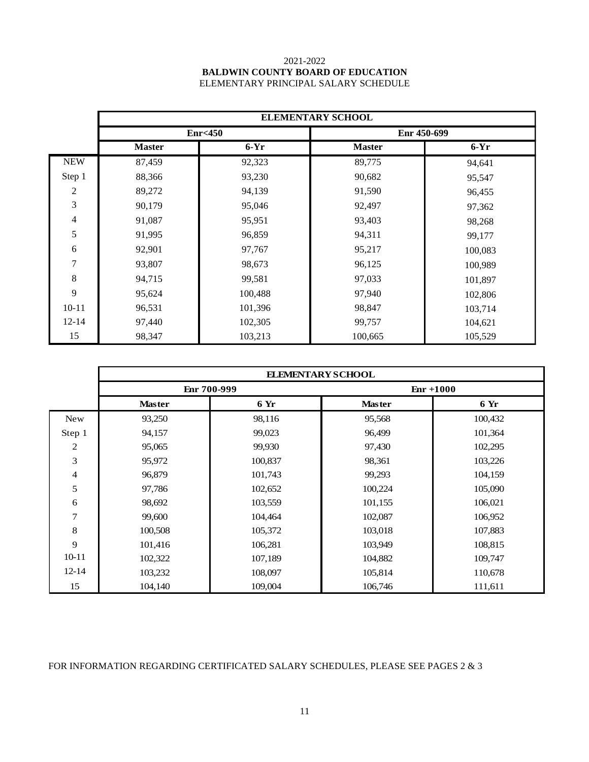2021-2022

**BALDWIN COUNTY BOARD OF EDUCATION**

ELEMENTARY PRINCIPAL SALARY SCHEDULE

| | ELEMENTARY SCHOOL | | | |
|---|---|---|---|---|
| | Enr<450 | | Enr 450-699 | |
| | Master | 6-Yr | Master | 6-Yr |
| NEW | 87,459 | 92,323 | 89,775 | 94,641 |
| Step 1 | 88,366 | 93,230 | 90,682 | 95,547 |
| 2 | 89,272 | 94,139 | 91,590 | 96,455 |
| 3 | 90,179 | 95,046 | 92,497 | 97,362 |
| 4 | 91,087 | 95,951 | 93,403 | 98,268 |
| 5 | 91,995 | 96,859 | 94,311 | 99,177 |
| 6 | 92,901 | 97,767 | 95,217 | 100,083 |
| 7 | 93,807 | 98,673 | 96,125 | 100,989 |
| 8 | 94,715 | 99,581 | 97,033 | 101,897 |
| 9 | 95,624 | 100,488 | 97,940 | 102,806 |
| 10-11 | 96,531 | 101,396 | 98,847 | 103,714 |
| 12-14 | 97,440 | 102,305 | 99,757 | 104,621 |
| 15 | 98,347 | 103,213 | 100,665 | 105,529 |

| | ELEMENTARY SCHOOL | | | |
|---|---|---|---|---|
| | Enr 700-999 | | Enr +1000 | |
| | Master | 6 Yr | Master | 6 Yr |
| New | 93,250 | 98,116 | 95,568 | 100,432 |
| Step 1 | 94,157 | 99,023 | 96,499 | 101,364 |
| 2 | 95,065 | 99,930 | 97,430 | 102,295 |
| 3 | 95,972 | 100,837 | 98,361 | 103,226 |
| 4 | 96,879 | 101,743 | 99,293 | 104,159 |
| 5 | 97,786 | 102,652 | 100,224 | 105,090 |
| 6 | 98,692 | 103,559 | 101,155 | 106,021 |
| 7 | 99,600 | 104,464 | 102,087 | 106,952 |
| 8 | 100,508 | 105,372 | 103,018 | 107,883 |
| 9 | 101,416 | 106,281 | 103,949 | 108,815 |
| 10-11 | 102,322 | 107,189 | 104,882 | 109,747 |
| 12-14 | 103,232 | 108,097 | 105,814 | 110,678 |
| 15 | 104,140 | 109,004 | 106,746 | 111,611 |

FOR INFORMATION REGARDING CERTIFICATED SALARY SCHEDULES, PLEASE SEE PAGES 2 & 3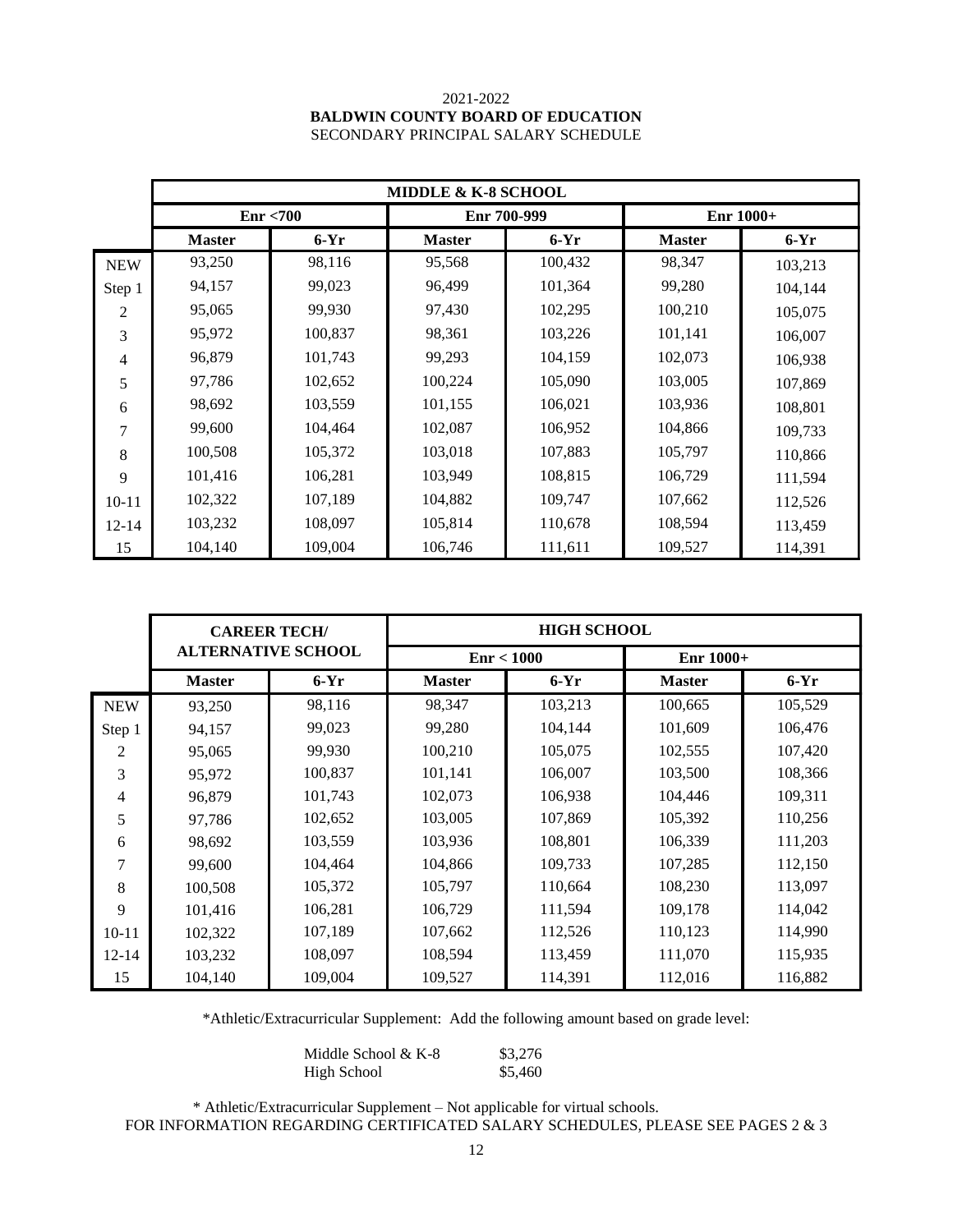2021-2022

**BALDWIN COUNTY BOARD OF EDUCATION**

SECONDARY PRINCIPAL SALARY SCHEDULE

| | MIDDLE & K-8 SCHOOL | | | | | |
|---|---|---|---|---|---|---|
| | Enr <700 | | Enr 700-999 | | Enr 1000+ | |
| | **Master** | **6-Yr** | **Master** | **6-Yr** | **Master** | **6-Yr** |
| NEW | 93,250 | 98,116 | 95,568 | 100,432 | 98,347 | 103,213 |
| Step 1 | 94,157 | 99,023 | 96,499 | 101,364 | 99,280 | 104,144 |
| 2 | 95,065 | 99,930 | 97,430 | 102,295 | 100,210 | 105,075 |
| 3 | 95,972 | 100,837 | 98,361 | 103,226 | 101,141 | 106,007 |
| 4 | 96,879 | 101,743 | 99,293 | 104,159 | 102,073 | 106,938 |
| 5 | 97,786 | 102,652 | 100,224 | 105,090 | 103,005 | 107,869 |
| 6 | 98,692 | 103,559 | 101,155 | 106,021 | 103,936 | 108,801 |
| 7 | 99,600 | 104,464 | 102,087 | 106,952 | 104,866 | 109,733 |
| 8 | 100,508 | 105,372 | 103,018 | 107,883 | 105,797 | 110,866 |
| 9 | 101,416 | 106,281 | 103,949 | 108,815 | 106,729 | 111,594 |
| 10-11 | 102,322 | 107,189 | 104,882 | 109,747 | 107,662 | 112,526 |
| 12-14 | 103,232 | 108,097 | 105,814 | 110,678 | 108,594 | 113,459 |
| 15 | 104,140 | 109,004 | 106,746 | 111,611 | 109,527 | 114,391 |

| | CAREER TECH/ ALTERNATIVE SCHOOL | | HIGH SCHOOL | | | |
|---|---|---|---|---|---|---|
| | | | Enr < 1000 | | Enr 1000+ | |
| | **Master** | **6-Yr** | **Master** | **6-Yr** | **Master** | **6-Yr** |
| NEW | 93,250 | 98,116 | 98,347 | 103,213 | 100,665 | 105,529 |
| Step 1 | 94,157 | 99,023 | 99,280 | 104,144 | 101,609 | 106,476 |
| 2 | 95,065 | 99,930 | 100,210 | 105,075 | 102,555 | 107,420 |
| 3 | 95,972 | 100,837 | 101,141 | 106,007 | 103,500 | 108,366 |
| 4 | 96,879 | 101,743 | 102,073 | 106,938 | 104,446 | 109,311 |
| 5 | 97,786 | 102,652 | 103,005 | 107,869 | 105,392 | 110,256 |
| 6 | 98,692 | 103,559 | 103,936 | 108,801 | 106,339 | 111,203 |
| 7 | 99,600 | 104,464 | 104,866 | 109,733 | 107,285 | 112,150 |
| 8 | 100,508 | 105,372 | 105,797 | 110,664 | 108,230 | 113,097 |
| 9 | 101,416 | 106,281 | 106,729 | 111,594 | 109,178 | 114,042 |
| 10-11 | 102,322 | 107,189 | 107,662 | 112,526 | 110,123 | 114,990 |
| 12-14 | 103,232 | 108,097 | 108,594 | 113,459 | 111,070 | 115,935 |
| 15 | 104,140 | 109,004 | 109,527 | 114,391 | 112,016 | 116,882 |

*Athletic/Extracurricular Supplement: Add the following amount based on grade level:

| | |
|---|---|
| Middle School & K-8 | $3,276 |
| High School | $5,460 |

* Athletic/Extracurricular Supplement – Not applicable for virtual schools.

FOR INFORMATION REGARDING CERTIFICATED SALARY SCHEDULES, PLEASE SEE PAGES 2 & 3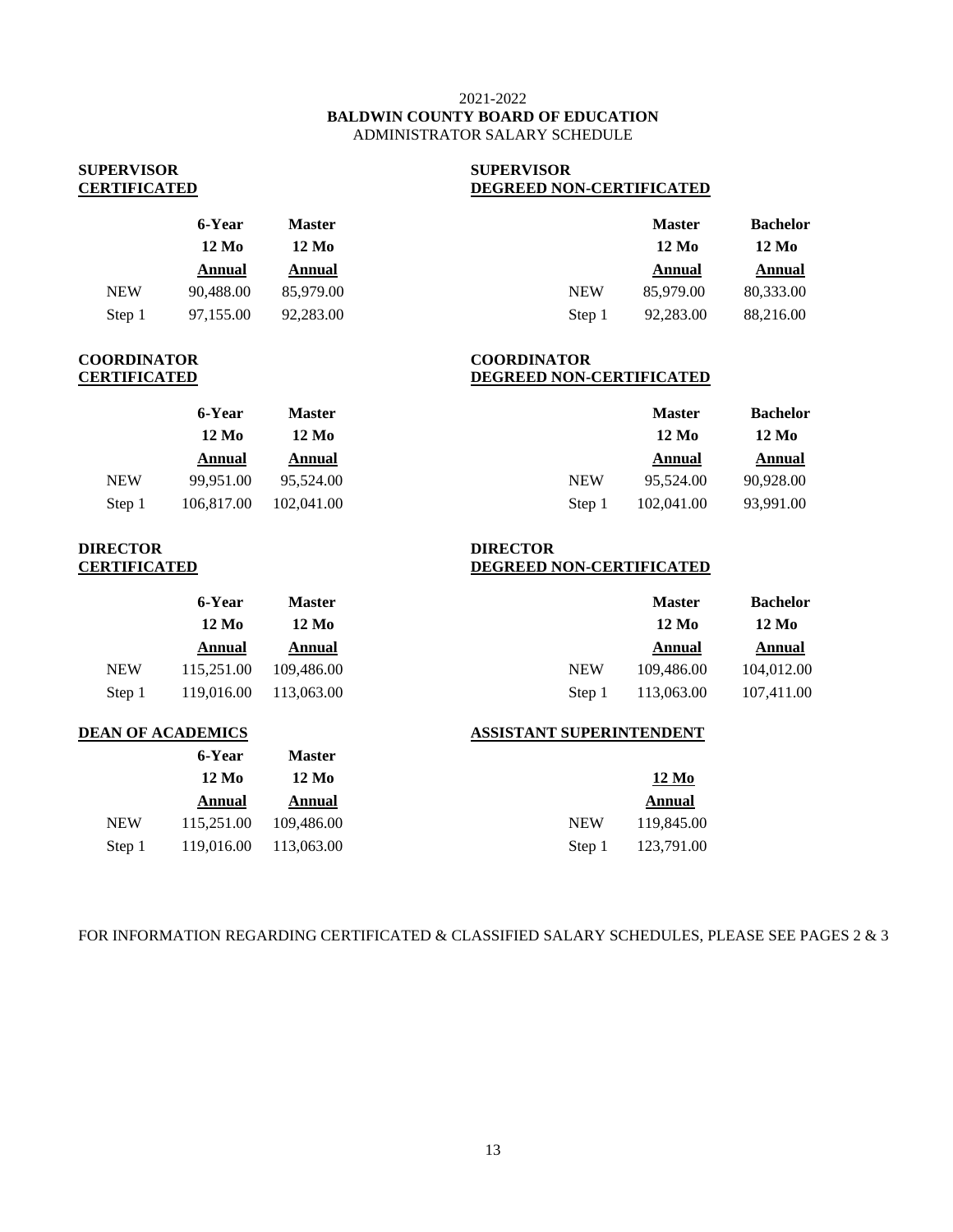2021-2022

**BALDWIN COUNTY BOARD OF EDUCATION**

ADMINISTRATOR SALARY SCHEDULE

**SUPERVISOR**
**CERTIFICATED**

| | 6-Year 12 Mo Annual | Master 12 Mo Annual |
|---|---|---|
| NEW | 90,488.00 | 85,979.00 |
| Step 1 | 97,155.00 | 92,283.00 |

**SUPERVISOR**
**DEGREED NON-CERTIFICATED**

| | Master 12 Mo Annual | Bachelor 12 Mo Annual |
|---|---|---|
| NEW | 85,979.00 | 80,333.00 |
| Step 1 | 92,283.00 | 88,216.00 |

**COORDINATOR**
**CERTIFICATED**

| | 6-Year 12 Mo Annual | Master 12 Mo Annual |
|---|---|---|
| NEW | 99,951.00 | 95,524.00 |
| Step 1 | 106,817.00 | 102,041.00 |

**COORDINATOR**
**DEGREED NON-CERTIFICATED**

| | Master 12 Mo Annual | Bachelor 12 Mo Annual |
|---|---|---|
| NEW | 95,524.00 | 90,928.00 |
| Step 1 | 102,041.00 | 93,991.00 |

**DIRECTOR**
**CERTIFICATED**

| | 6-Year 12 Mo Annual | Master 12 Mo Annual |
|---|---|---|
| NEW | 115,251.00 | 109,486.00 |
| Step 1 | 119,016.00 | 113,063.00 |

**DIRECTOR**
**DEGREED NON-CERTIFICATED**

| | Master 12 Mo Annual | Bachelor 12 Mo Annual |
|---|---|---|
| NEW | 109,486.00 | 104,012.00 |
| Step 1 | 113,063.00 | 107,411.00 |

**DEAN OF ACADEMICS**

| | 6-Year 12 Mo Annual | Master 12 Mo Annual |
|---|---|---|
| NEW | 115,251.00 | 109,486.00 |
| Step 1 | 119,016.00 | 113,063.00 |

**ASSISTANT SUPERINTENDENT**

| | 12 Mo Annual |
|---|---|
| NEW | 119,845.00 |
| Step 1 | 123,791.00 |

FOR INFORMATION REGARDING CERTIFICATED & CLASSIFIED SALARY SCHEDULES, PLEASE SEE PAGES 2 & 3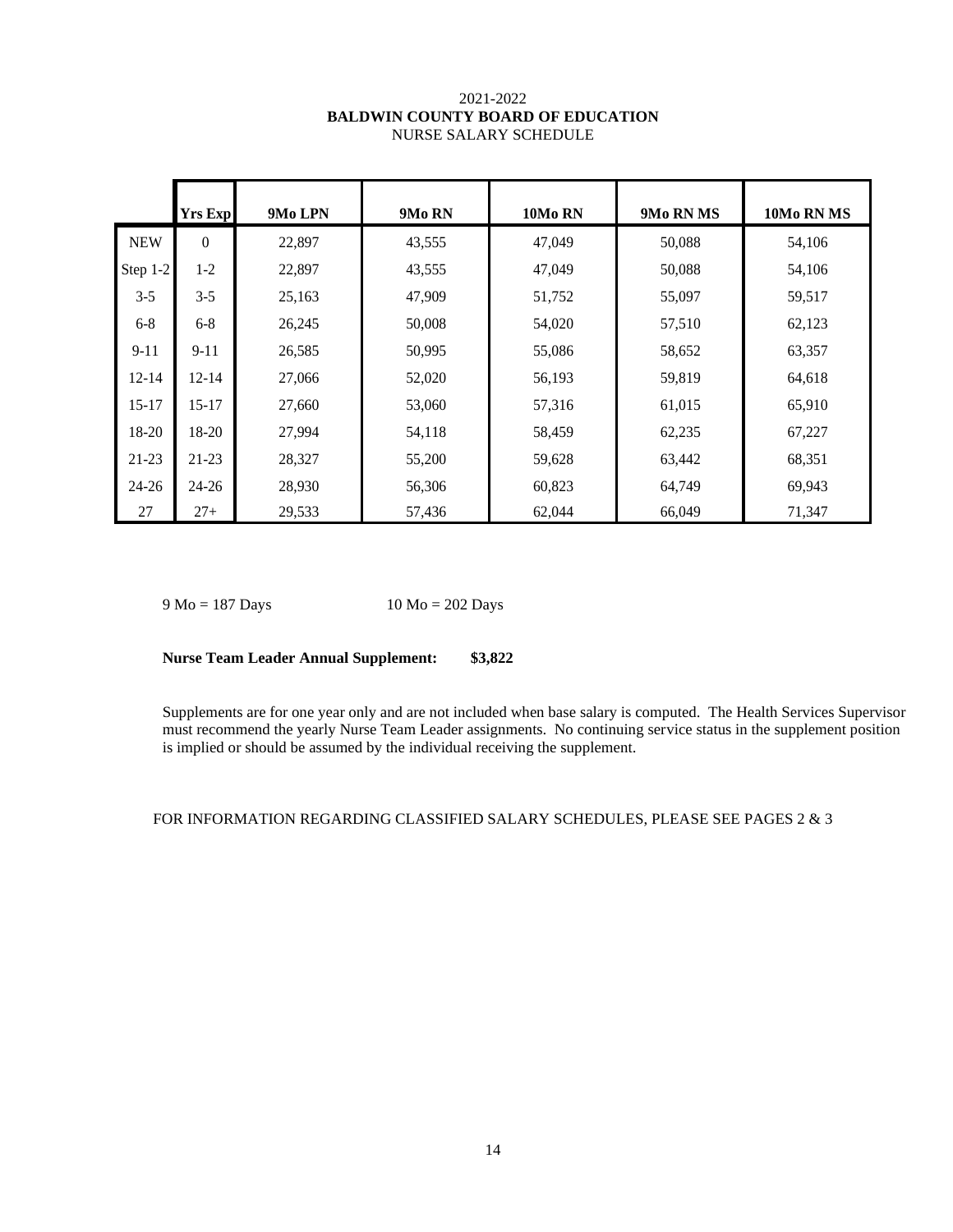2021-2022

**BALDWIN COUNTY BOARD OF EDUCATION**

NURSE SALARY SCHEDULE

| | Yrs Exp | 9Mo LPN | 9Mo RN | 10Mo RN | 9Mo RN MS | 10Mo RN MS |
|---|---|---|---|---|---|---|
| NEW | 0 | 22,897 | 43,555 | 47,049 | 50,088 | 54,106 |
| Step 1-2 | 1-2 | 22,897 | 43,555 | 47,049 | 50,088 | 54,106 |
| 3-5 | 3-5 | 25,163 | 47,909 | 51,752 | 55,097 | 59,517 |
| 6-8 | 6-8 | 26,245 | 50,008 | 54,020 | 57,510 | 62,123 |
| 9-11 | 9-11 | 26,585 | 50,995 | 55,086 | 58,652 | 63,357 |
| 12-14 | 12-14 | 27,066 | 52,020 | 56,193 | 59,819 | 64,618 |
| 15-17 | 15-17 | 27,660 | 53,060 | 57,316 | 61,015 | 65,910 |
| 18-20 | 18-20 | 27,994 | 54,118 | 58,459 | 62,235 | 67,227 |
| 21-23 | 21-23 | 28,327 | 55,200 | 59,628 | 63,442 | 68,351 |
| 24-26 | 24-26 | 28,930 | 56,306 | 60,823 | 64,749 | 69,943 |
| 27 | 27+ | 29,533 | 57,436 | 62,044 | 66,049 | 71,347 |

9 Mo = 187 Days 10 Mo = 202 Days

**Nurse Team Leader Annual Supplement: $3,822**

Supplements are for one year only and are not included when base salary is computed. The Health Services Supervisor must recommend the yearly Nurse Team Leader assignments. No continuing service status in the supplement position is implied or should be assumed by the individual receiving the supplement.

FOR INFORMATION REGARDING CLASSIFIED SALARY SCHEDULES, PLEASE SEE PAGES 2 & 3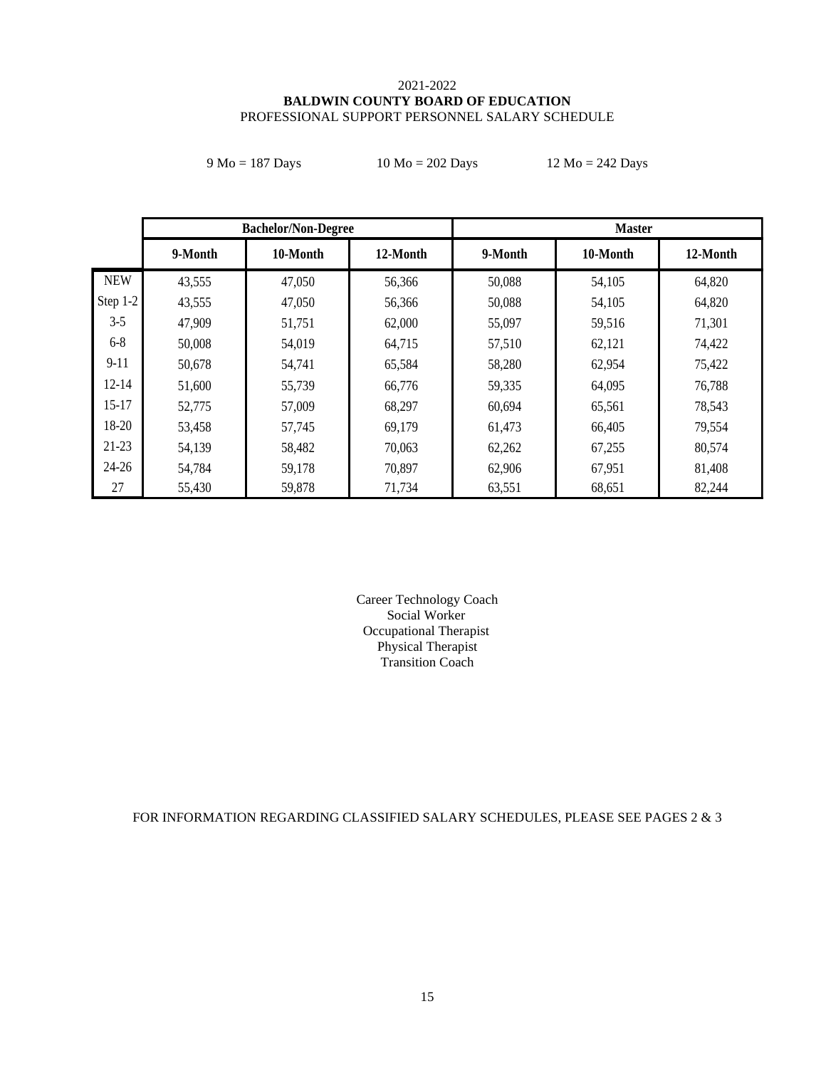2021-2022

**BALDWIN COUNTY BOARD OF EDUCATION**

PROFESSIONAL SUPPORT PERSONNEL SALARY SCHEDULE

9 Mo = 187 Days     10 Mo = 202 Days     12 Mo = 242 Days

| | **Bachelor/Non-Degree** | | | **Master** | | |
|---|---|---|---|---|---|---|
| | **9-Month** | **10-Month** | **12-Month** | **9-Month** | **10-Month** | **12-Month** |
| NEW | 43,555 | 47,050 | 56,366 | 50,088 | 54,105 | 64,820 |
| Step 1-2 | 43,555 | 47,050 | 56,366 | 50,088 | 54,105 | 64,820 |
| 3-5 | 47,909 | 51,751 | 62,000 | 55,097 | 59,516 | 71,301 |
| 6-8 | 50,008 | 54,019 | 64,715 | 57,510 | 62,121 | 74,422 |
| 9-11 | 50,678 | 54,741 | 65,584 | 58,280 | 62,954 | 75,422 |
| 12-14 | 51,600 | 55,739 | 66,776 | 59,335 | 64,095 | 76,788 |
| 15-17 | 52,775 | 57,009 | 68,297 | 60,694 | 65,561 | 78,543 |
| 18-20 | 53,458 | 57,745 | 69,179 | 61,473 | 66,405 | 79,554 |
| 21-23 | 54,139 | 58,482 | 70,063 | 62,262 | 67,255 | 80,574 |
| 24-26 | 54,784 | 59,178 | 70,897 | 62,906 | 67,951 | 81,408 |
| 27 | 55,430 | 59,878 | 71,734 | 63,551 | 68,651 | 82,244 |

Career Technology Coach
Social Worker
Occupational Therapist
Physical Therapist
Transition Coach

FOR INFORMATION REGARDING CLASSIFIED SALARY SCHEDULES, PLEASE SEE PAGES 2 & 3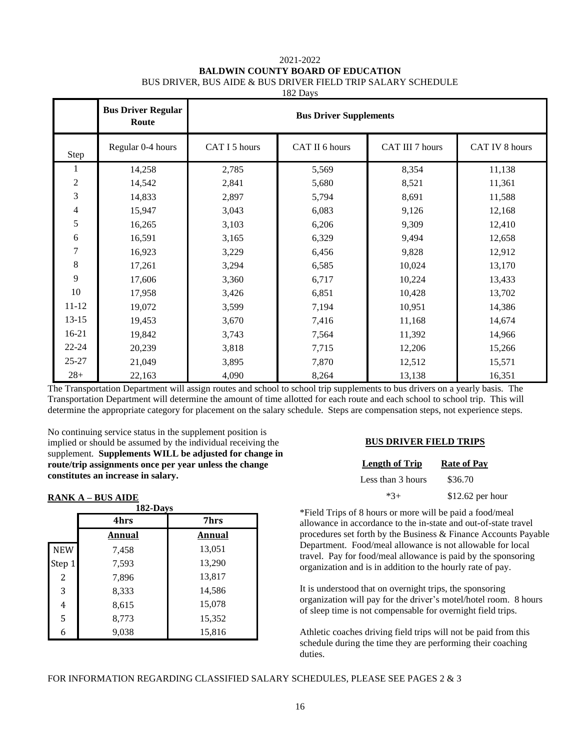2021-2022

**BALDWIN COUNTY BOARD OF EDUCATION**

BUS DRIVER, BUS AIDE & BUS DRIVER FIELD TRIP SALARY SCHEDULE

182 Days

| | Bus Driver Regular Route | Bus Driver Supplements | | | |
|---|---|---|---|---|---|
| Step | Regular 0-4 hours | CAT I 5 hours | CAT II 6 hours | CAT III 7 hours | CAT IV 8 hours |
| 1 | 14,258 | 2,785 | 5,569 | 8,354 | 11,138 |
| 2 | 14,542 | 2,841 | 5,680 | 8,521 | 11,361 |
| 3 | 14,833 | 2,897 | 5,794 | 8,691 | 11,588 |
| 4 | 15,947 | 3,043 | 6,083 | 9,126 | 12,168 |
| 5 | 16,265 | 3,103 | 6,206 | 9,309 | 12,410 |
| 6 | 16,591 | 3,165 | 6,329 | 9,494 | 12,658 |
| 7 | 16,923 | 3,229 | 6,456 | 9,828 | 12,912 |
| 8 | 17,261 | 3,294 | 6,585 | 10,024 | 13,170 |
| 9 | 17,606 | 3,360 | 6,717 | 10,224 | 13,433 |
| 10 | 17,958 | 3,426 | 6,851 | 10,428 | 13,702 |
| 11-12 | 19,072 | 3,599 | 7,194 | 10,951 | 14,386 |
| 13-15 | 19,453 | 3,670 | 7,416 | 11,168 | 14,674 |
| 16-21 | 19,842 | 3,743 | 7,564 | 11,392 | 14,966 |
| 22-24 | 20,239 | 3,818 | 7,715 | 12,206 | 15,266 |
| 25-27 | 21,049 | 3,895 | 7,870 | 12,512 | 15,571 |
| 28+ | 22,163 | 4,090 | 8,264 | 13,138 | 16,351 |

The Transportation Department will assign routes and school to school trip supplements to bus drivers on a yearly basis. The Transportation Department will determine the amount of time allotted for each route and each school to school trip. This will determine the appropriate category for placement on the salary schedule. Steps are compensation steps, not experience steps.

No continuing service status in the supplement position is implied or should be assumed by the individual receiving the supplement. **Supplements WILL be adjusted for change in route/trip assignments once per year unless the change constitutes an increase in salary.**

**RANK A – BUS AIDE**

182-Days

| | 4hrs | 7hrs |
|---|---|---|
| | **Annual** | **Annual** |
| NEW | 7,458 | 13,051 |
| Step 1 | 7,593 | 13,290 |
| 2 | 7,896 | 13,817 |
| 3 | 8,333 | 14,586 |
| 4 | 8,615 | 15,078 |
| 5 | 8,773 | 15,352 |
| 6 | 9,038 | 15,816 |

**BUS DRIVER FIELD TRIPS**

| Length of Trip | Rate of Pay |
|---|---|
| Less than 3 hours | $36.70 |
| *3+ | $12.62 per hour |

*Field Trips of 8 hours or more will be paid a food/meal allowance in accordance to the in-state and out-of-state travel procedures set forth by the Business & Finance Accounts Payable Department. Food/meal allowance is not allowable for local travel. Pay for food/meal allowance is paid by the sponsoring organization and is in addition to the hourly rate of pay.

It is understood that on overnight trips, the sponsoring organization will pay for the driver's motel/hotel room. 8 hours of sleep time is not compensable for overnight field trips.

Athletic coaches driving field trips will not be paid from this schedule during the time they are performing their coaching duties.

FOR INFORMATION REGARDING CLASSIFIED SALARY SCHEDULES, PLEASE SEE PAGES 2 & 3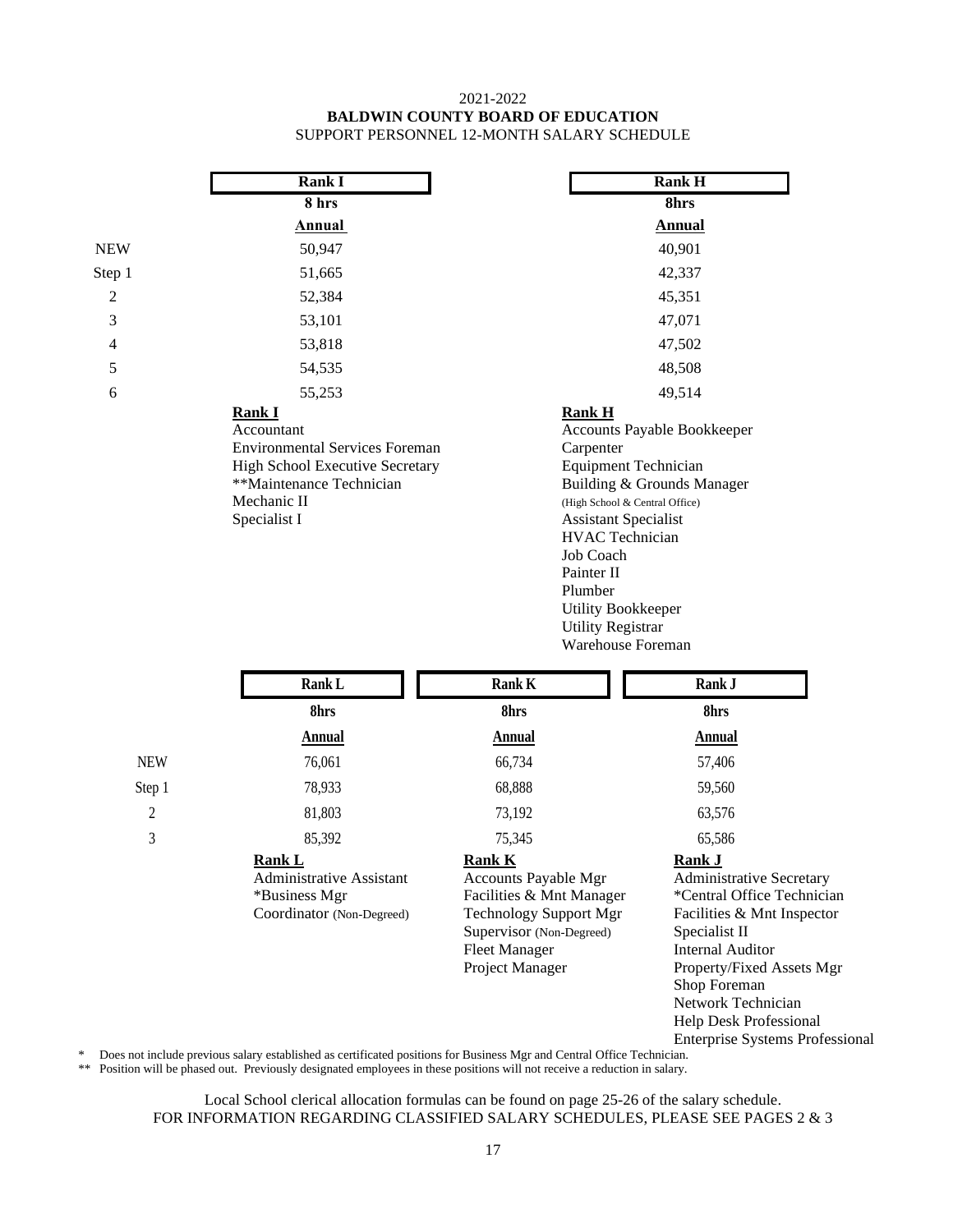2021-2022

**BALDWIN COUNTY BOARD OF EDUCATION**

SUPPORT PERSONNEL 12-MONTH SALARY SCHEDULE

| | Rank I | Rank H |
|---|---|---|
| | 8 hrs | 8hrs |
| | **Annual** | **Annual** |
| NEW | 50,947 | 40,901 |
| Step 1 | 51,665 | 42,337 |
| 2 | 52,384 | 45,351 |
| 3 | 53,101 | 47,071 |
| 4 | 53,818 | 47,502 |
| 5 | 54,535 | 48,508 |
| 6 | 55,253 | 49,514 |

**Rank I**

Accountant
Environmental Services Foreman
High School Executive Secretary
**Maintenance Technician
Mechanic II
Specialist I

**Rank H**

Accounts Payable Bookkeeper
Carpenter
Equipment Technician
Building & Grounds Manager
(High School & Central Office)
Assistant Specialist
HVAC Technician
Job Coach
Painter II
Plumber
Utility Bookkeeper
Utility Registrar
Warehouse Foreman

| | Rank L | Rank K | Rank J |
|---|---|---|---|
| | 8hrs | 8hrs | 8hrs |
| | **Annual** | **Annual** | **Annual** |
| NEW | 76,061 | 66,734 | 57,406 |
| Step 1 | 78,933 | 68,888 | 59,560 |
| 2 | 81,803 | 73,192 | 63,576 |
| 3 | 85,392 | 75,345 | 65,586 |

**Rank L**

Administrative Assistant
*Business Mgr
Coordinator (Non-Degreed)

**Rank K**

Accounts Payable Mgr
Facilities & Mnt Manager
Technology Support Mgr
Supervisor (Non-Degreed)
Fleet Manager
Project Manager

**Rank J**

Administrative Secretary
*Central Office Technician
Facilities & Mnt Inspector
Specialist II
Internal Auditor
Property/Fixed Assets Mgr
Shop Foreman
Network Technician
Help Desk Professional
Enterprise Systems Professional

\* Does not include previous salary established as certificated positions for Business Mgr and Central Office Technician.

\** Position will be phased out. Previously designated employees in these positions will not receive a reduction in salary.

Local School clerical allocation formulas can be found on page 25-26 of the salary schedule.

FOR INFORMATION REGARDING CLASSIFIED SALARY SCHEDULES, PLEASE SEE PAGES 2 & 3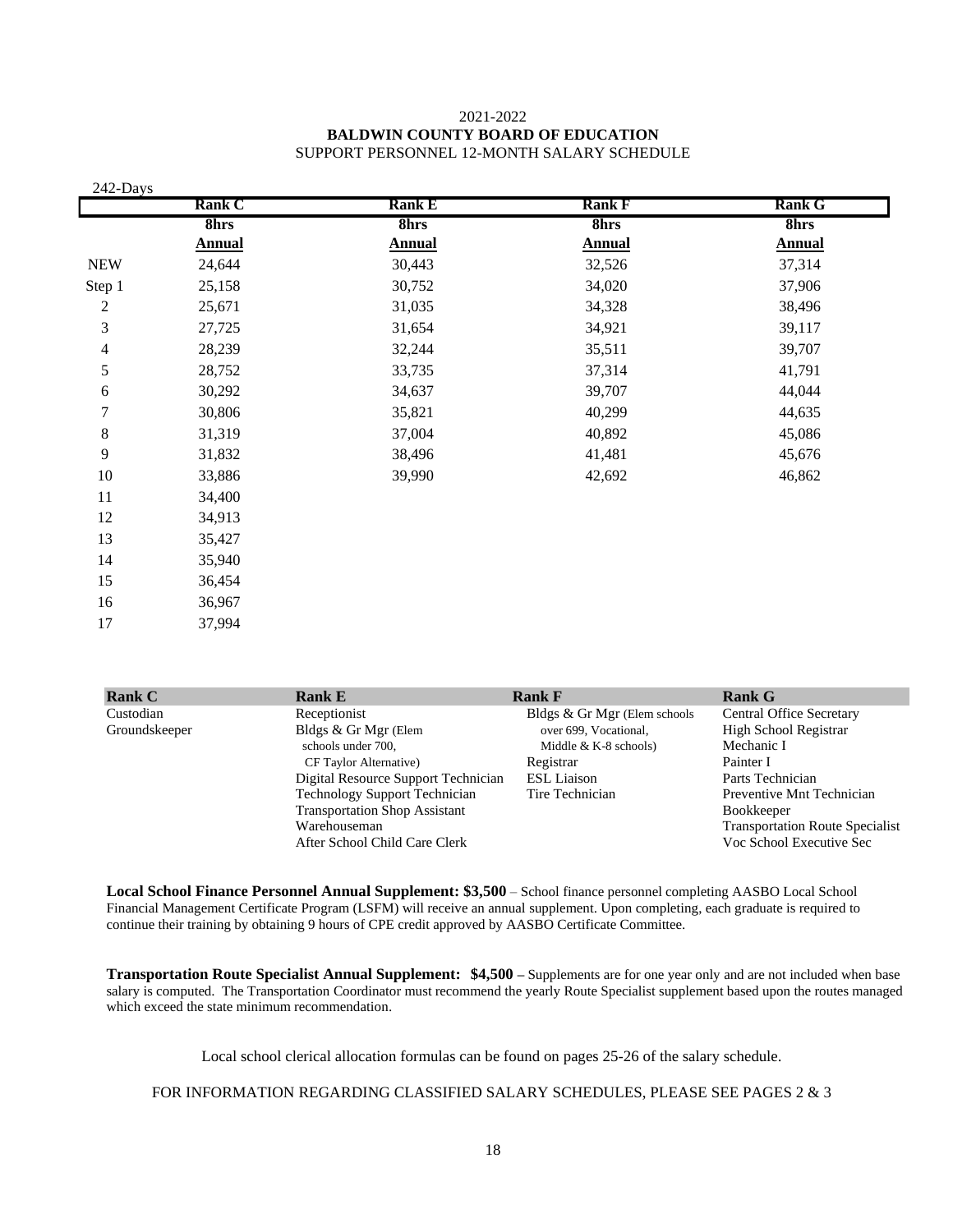2021-2022

**BALDWIN COUNTY BOARD OF EDUCATION**

SUPPORT PERSONNEL 12-MONTH SALARY SCHEDULE

242-Days

| | Rank C | Rank E | Rank F | Rank G |
|---|---|---|---|---|
| | 8hrs | 8hrs | 8hrs | 8hrs |
| | Annual | Annual | Annual | Annual |
| NEW | 24,644 | 30,443 | 32,526 | 37,314 |
| Step 1 | 25,158 | 30,752 | 34,020 | 37,906 |
| 2 | 25,671 | 31,035 | 34,328 | 38,496 |
| 3 | 27,725 | 31,654 | 34,921 | 39,117 |
| 4 | 28,239 | 32,244 | 35,511 | 39,707 |
| 5 | 28,752 | 33,735 | 37,314 | 41,791 |
| 6 | 30,292 | 34,637 | 39,707 | 44,044 |
| 7 | 30,806 | 35,821 | 40,299 | 44,635 |
| 8 | 31,319 | 37,004 | 40,892 | 45,086 |
| 9 | 31,832 | 38,496 | 41,481 | 45,676 |
| 10 | 33,886 | 39,990 | 42,692 | 46,862 |
| 11 | 34,400 | | | |
| 12 | 34,913 | | | |
| 13 | 35,427 | | | |
| 14 | 35,940 | | | |
| 15 | 36,454 | | | |
| 16 | 36,967 | | | |
| 17 | 37,994 | | | |

| Rank C | Rank E | Rank F | Rank G |
|---|---|---|---|
| Custodian | Receptionist | Bldgs & Gr Mgr (Elem schools over 699, Vocational, Middle & K-8 schools) | Central Office Secretary |
| Groundskeeper | Bldgs & Gr Mgr (Elem schools under 700, CF Taylor Alternative) | Registrar | High School Registrar |
| | Digital Resource Support Technician | ESL Liaison | Mechanic I |
| | Technology Support Technician | Tire Technician | Painter I |
| | Transportation Shop Assistant | | Parts Technician |
| | Warehouseman | | Preventive Mnt Technician |
| | After School Child Care Clerk | | Bookkeeper |
| | | | Transportation Route Specialist |
| | | | Voc School Executive Sec |

**Local School Finance Personnel Annual Supplement: $3,500** – School finance personnel completing AASBO Local School Financial Management Certificate Program (LSFM) will receive an annual supplement. Upon completing, each graduate is required to continue their training by obtaining 9 hours of CPE credit approved by AASBO Certificate Committee.

**Transportation Route Specialist Annual Supplement: $4,500** – Supplements are for one year only and are not included when base salary is computed. The Transportation Coordinator must recommend the yearly Route Specialist supplement based upon the routes managed which exceed the state minimum recommendation.

Local school clerical allocation formulas can be found on pages 25-26 of the salary schedule.

FOR INFORMATION REGARDING CLASSIFIED SALARY SCHEDULES, PLEASE SEE PAGES 2 & 3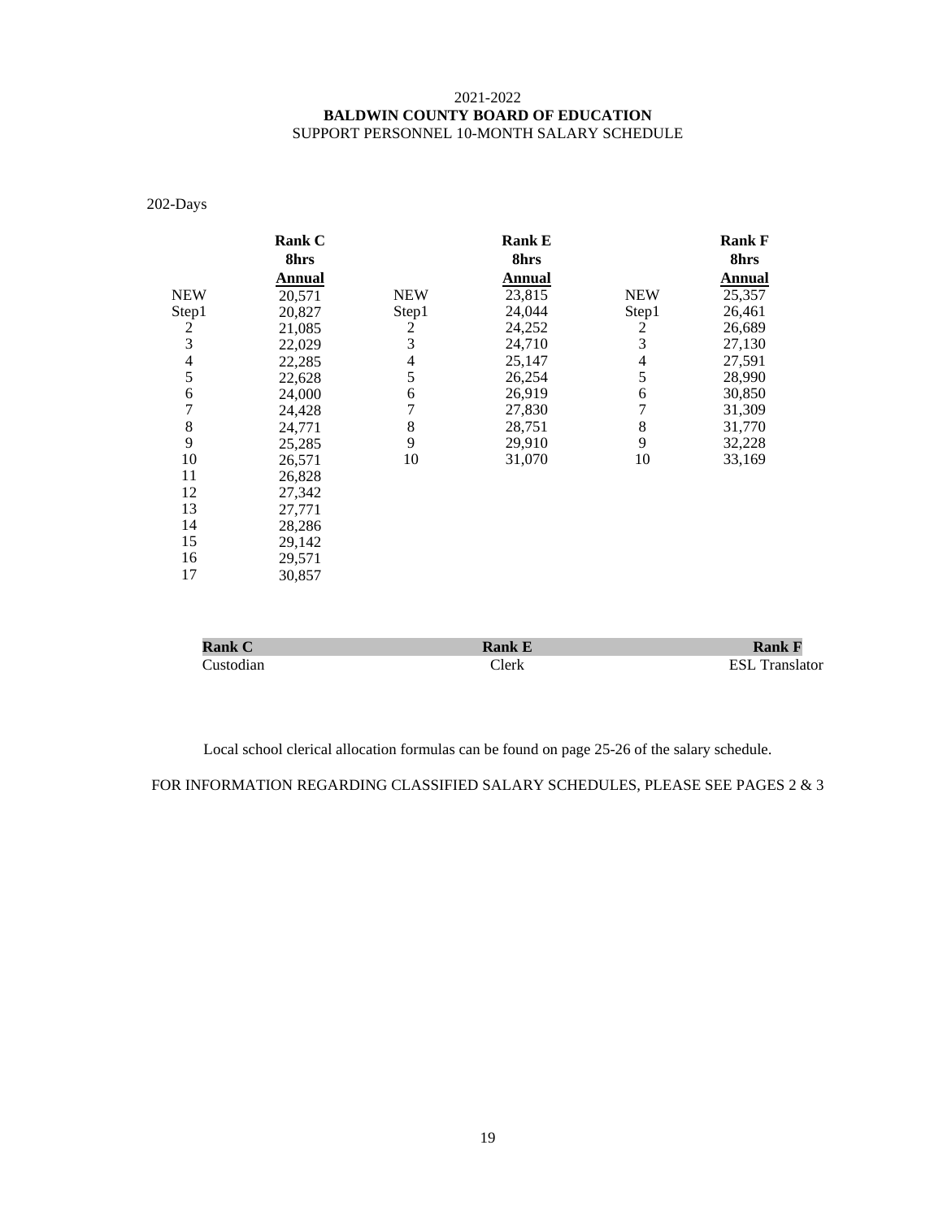2021-2022

**BALDWIN COUNTY BOARD OF EDUCATION**

SUPPORT PERSONNEL 10-MONTH SALARY SCHEDULE

202-Days

| | Rank C 8hrs Annual | | Rank E 8hrs Annual | | Rank F 8hrs Annual |
|---|---|---|---|---|---|
| NEW | 20,571 | NEW | 23,815 | NEW | 25,357 |
| Step1 | 20,827 | Step1 | 24,044 | Step1 | 26,461 |
| 2 | 21,085 | 2 | 24,252 | 2 | 26,689 |
| 3 | 22,029 | 3 | 24,710 | 3 | 27,130 |
| 4 | 22,285 | 4 | 25,147 | 4 | 27,591 |
| 5 | 22,628 | 5 | 26,254 | 5 | 28,990 |
| 6 | 24,000 | 6 | 26,919 | 6 | 30,850 |
| 7 | 24,428 | 7 | 27,830 | 7 | 31,309 |
| 8 | 24,771 | 8 | 28,751 | 8 | 31,770 |
| 9 | 25,285 | 9 | 29,910 | 9 | 32,228 |
| 10 | 26,571 | 10 | 31,070 | 10 | 33,169 |
| 11 | 26,828 | | | | |
| 12 | 27,342 | | | | |
| 13 | 27,771 | | | | |
| 14 | 28,286 | | | | |
| 15 | 29,142 | | | | |
| 16 | 29,571 | | | | |
| 17 | 30,857 | | | | |

| Rank C | Rank E | Rank F |
|---|---|---|
| Custodian | Clerk | ESL Translator |

Local school clerical allocation formulas can be found on page 25-26 of the salary schedule.

FOR INFORMATION REGARDING CLASSIFIED SALARY SCHEDULES, PLEASE SEE PAGES 2 & 3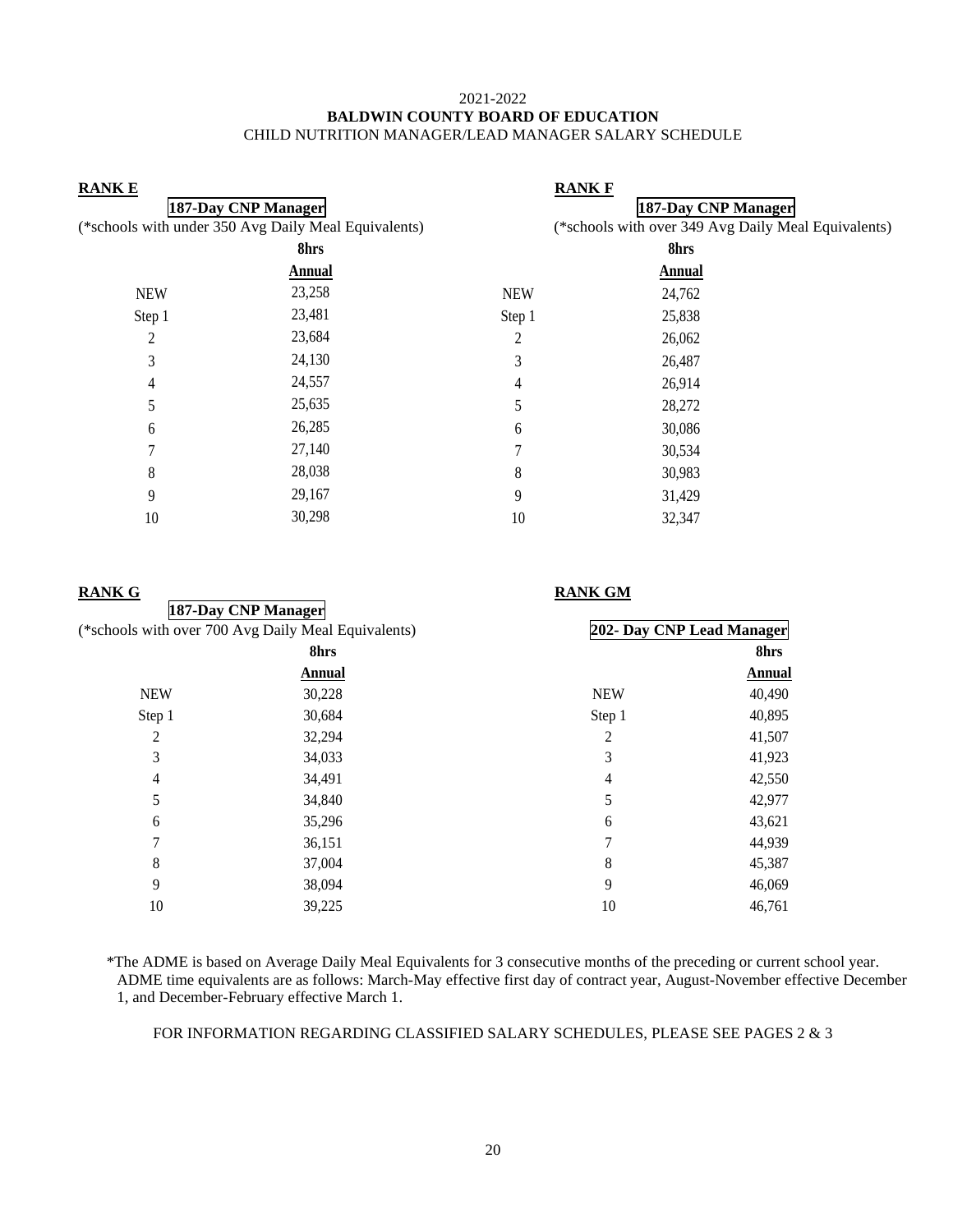2021-2022

**BALDWIN COUNTY BOARD OF EDUCATION**

CHILD NUTRITION MANAGER/LEAD MANAGER SALARY SCHEDULE

**RANK E**

**187-Day CNP Manager**

(*schools with under 350 Avg Daily Meal Equivalents)

| | 8hrs |
|---|---|
| | Annual |
| NEW | 23,258 |
| Step 1 | 23,481 |
| 2 | 23,684 |
| 3 | 24,130 |
| 4 | 24,557 |
| 5 | 25,635 |
| 6 | 26,285 |
| 7 | 27,140 |
| 8 | 28,038 |
| 9 | 29,167 |
| 10 | 30,298 |

**RANK F**

**187-Day CNP Manager**

(*schools with over 349 Avg Daily Meal Equivalents)

| | 8hrs |
|---|---|
| | Annual |
| NEW | 24,762 |
| Step 1 | 25,838 |
| 2 | 26,062 |
| 3 | 26,487 |
| 4 | 26,914 |
| 5 | 28,272 |
| 6 | 30,086 |
| 7 | 30,534 |
| 8 | 30,983 |
| 9 | 31,429 |
| 10 | 32,347 |

**RANK G**

**187-Day CNP Manager**

(*schools with over 700 Avg Daily Meal Equivalents)

| | 8hrs |
|---|---|
| | Annual |
| NEW | 30,228 |
| Step 1 | 30,684 |
| 2 | 32,294 |
| 3 | 34,033 |
| 4 | 34,491 |
| 5 | 34,840 |
| 6 | 35,296 |
| 7 | 36,151 |
| 8 | 37,004 |
| 9 | 38,094 |
| 10 | 39,225 |

**RANK GM**

**202- Day CNP Lead Manager**

| | 8hrs |
|---|---|
| | Annual |
| NEW | 40,490 |
| Step 1 | 40,895 |
| 2 | 41,507 |
| 3 | 41,923 |
| 4 | 42,550 |
| 5 | 42,977 |
| 6 | 43,621 |
| 7 | 44,939 |
| 8 | 45,387 |
| 9 | 46,069 |
| 10 | 46,761 |

*The ADME is based on Average Daily Meal Equivalents for 3 consecutive months of the preceding or current school year. ADME time equivalents are as follows: March-May effective first day of contract year, August-November effective December 1, and December-February effective March 1.

FOR INFORMATION REGARDING CLASSIFIED SALARY SCHEDULES, PLEASE SEE PAGES 2 & 3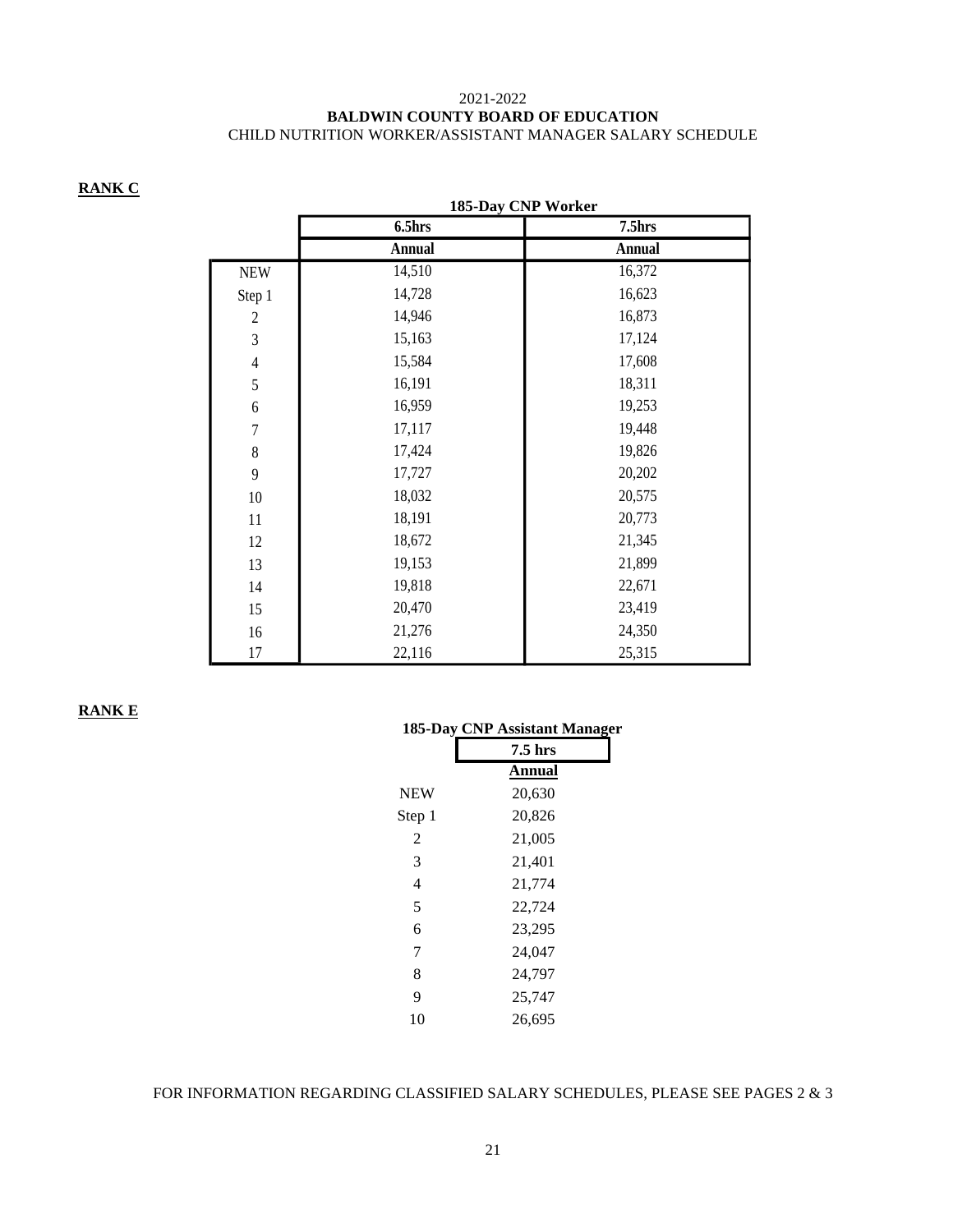2021-2022

**BALDWIN COUNTY BOARD OF EDUCATION**

CHILD NUTRITION WORKER/ASSISTANT MANAGER SALARY SCHEDULE

**RANK C**

| | 185-Day CNP Worker | |
|---|---|---|
| | 6.5hrs | 7.5hrs |
| | Annual | Annual |
| NEW | 14,510 | 16,372 |
| Step 1 | 14,728 | 16,623 |
| 2 | 14,946 | 16,873 |
| 3 | 15,163 | 17,124 |
| 4 | 15,584 | 17,608 |
| 5 | 16,191 | 18,311 |
| 6 | 16,959 | 19,253 |
| 7 | 17,117 | 19,448 |
| 8 | 17,424 | 19,826 |
| 9 | 17,727 | 20,202 |
| 10 | 18,032 | 20,575 |
| 11 | 18,191 | 20,773 |
| 12 | 18,672 | 21,345 |
| 13 | 19,153 | 21,899 |
| 14 | 19,818 | 22,671 |
| 15 | 20,470 | 23,419 |
| 16 | 21,276 | 24,350 |
| 17 | 22,116 | 25,315 |

**RANK E**

| | 185-Day CNP Assistant Manager |
|---|---|
| | 7.5 hrs |
| | Annual |
| NEW | 20,630 |
| Step 1 | 20,826 |
| 2 | 21,005 |
| 3 | 21,401 |
| 4 | 21,774 |
| 5 | 22,724 |
| 6 | 23,295 |
| 7 | 24,047 |
| 8 | 24,797 |
| 9 | 25,747 |
| 10 | 26,695 |

FOR INFORMATION REGARDING CLASSIFIED SALARY SCHEDULES, PLEASE SEE PAGES 2 & 3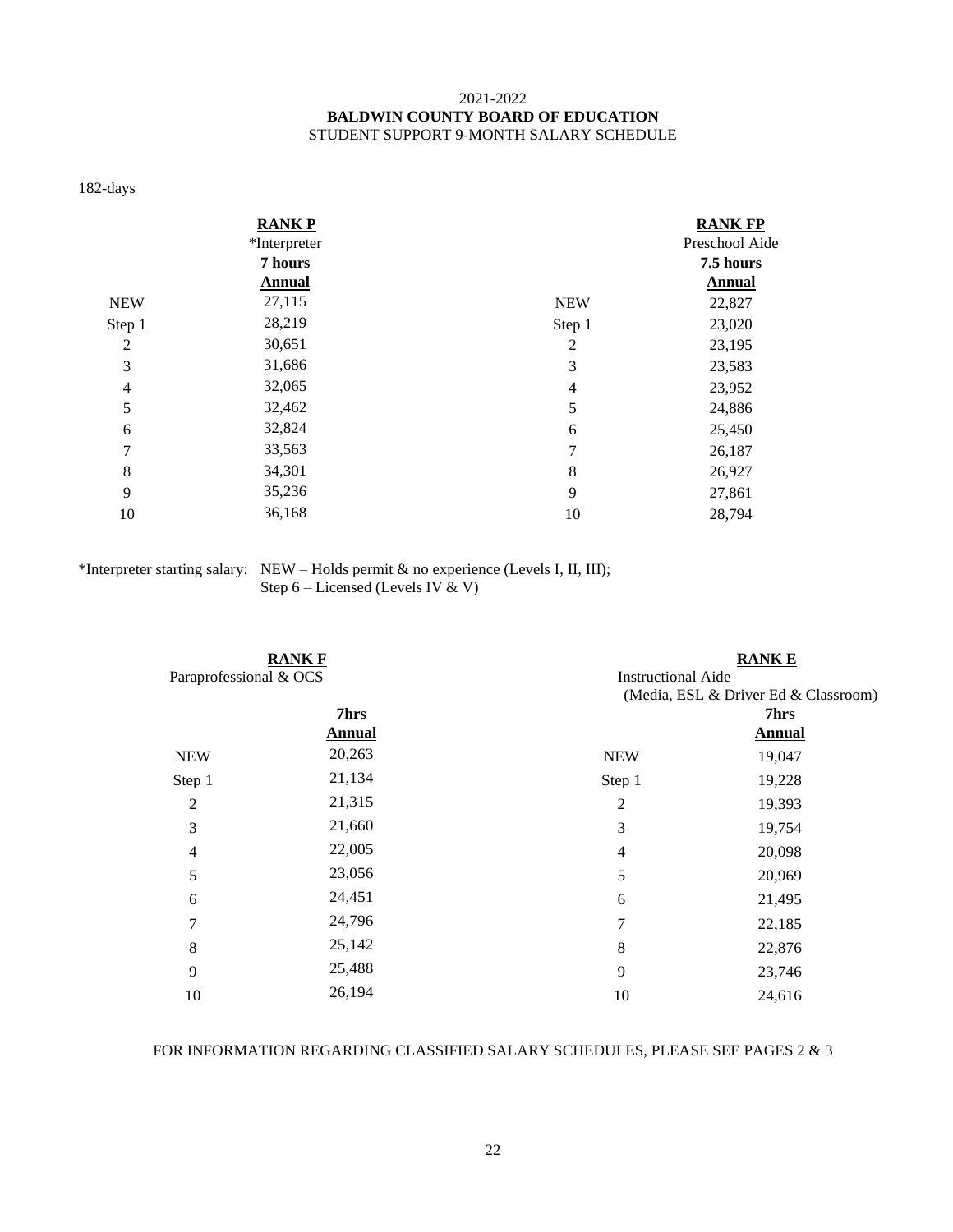2021-2022

**BALDWIN COUNTY BOARD OF EDUCATION**

STUDENT SUPPORT 9-MONTH SALARY SCHEDULE

182-days

| | **RANK P** | | **RANK FP** |
|---|---|---|---|
| | *Interpreter | | Preschool Aide |
| | **7 hours** | | **7.5 hours** |
| | **Annual** | | **Annual** |
| NEW | 27,115 | NEW | 22,827 |
| Step 1 | 28,219 | Step 1 | 23,020 |
| 2 | 30,651 | 2 | 23,195 |
| 3 | 31,686 | 3 | 23,583 |
| 4 | 32,065 | 4 | 23,952 |
| 5 | 32,462 | 5 | 24,886 |
| 6 | 32,824 | 6 | 25,450 |
| 7 | 33,563 | 7 | 26,187 |
| 8 | 34,301 | 8 | 26,927 |
| 9 | 35,236 | 9 | 27,861 |
| 10 | 36,168 | 10 | 28,794 |

*Interpreter starting salary: NEW – Holds permit & no experience (Levels I, II, III);
Step 6 – Licensed (Levels IV & V)

| | **RANK F** | | **RANK E** |
|---|---|---|---|
| | Paraprofessional & OCS | | Instructional Aide (Media, ESL & Driver Ed & Classroom) |
| | **7hrs** | | **7hrs** |
| | **Annual** | | **Annual** |
| NEW | 20,263 | NEW | 19,047 |
| Step 1 | 21,134 | Step 1 | 19,228 |
| 2 | 21,315 | 2 | 19,393 |
| 3 | 21,660 | 3 | 19,754 |
| 4 | 22,005 | 4 | 20,098 |
| 5 | 23,056 | 5 | 20,969 |
| 6 | 24,451 | 6 | 21,495 |
| 7 | 24,796 | 7 | 22,185 |
| 8 | 25,142 | 8 | 22,876 |
| 9 | 25,488 | 9 | 23,746 |
| 10 | 26,194 | 10 | 24,616 |

FOR INFORMATION REGARDING CLASSIFIED SALARY SCHEDULES, PLEASE SEE PAGES 2 & 3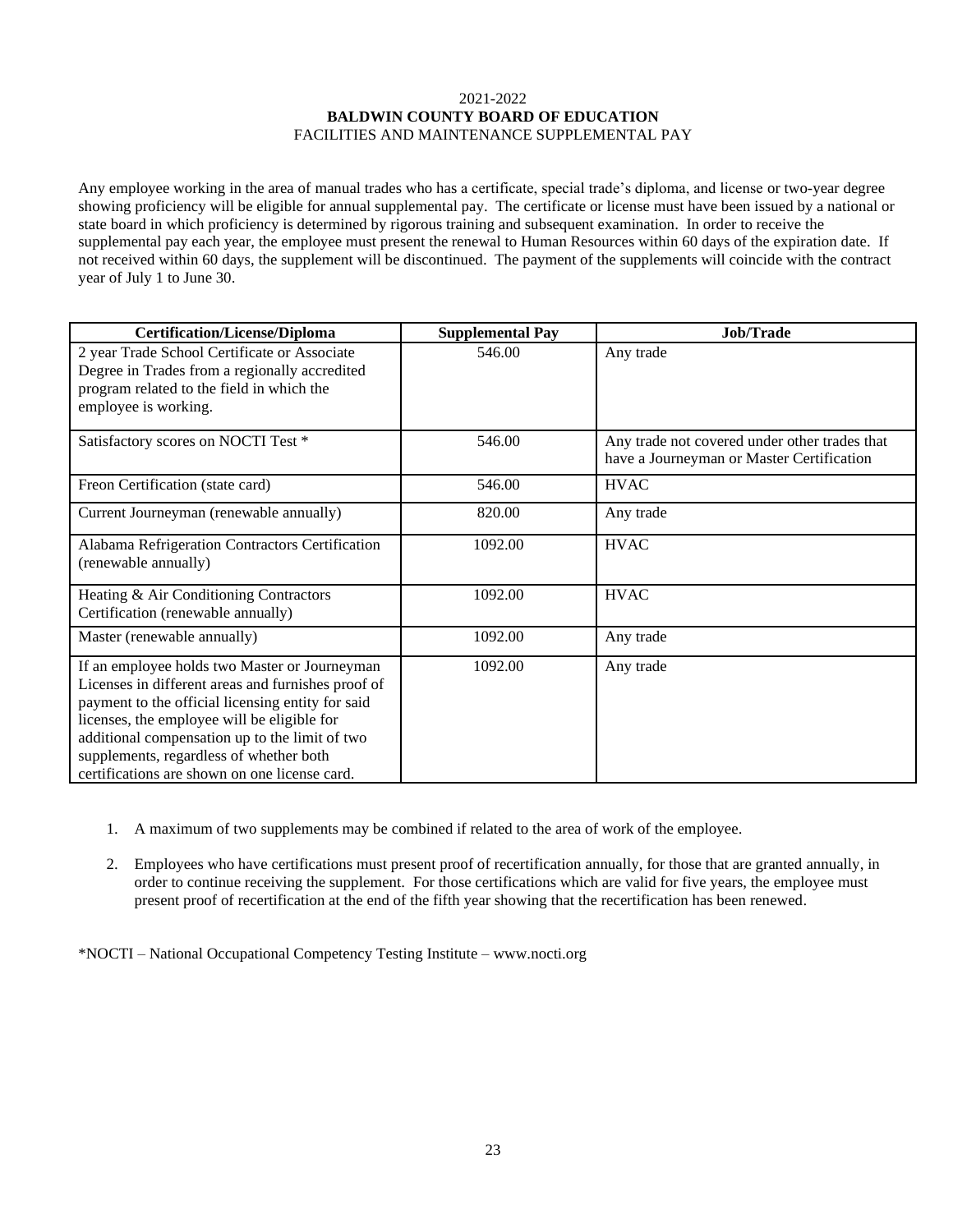2021-2022

**BALDWIN COUNTY BOARD OF EDUCATION**

FACILITIES AND MAINTENANCE SUPPLEMENTAL PAY

Any employee working in the area of manual trades who has a certificate, special trade's diploma, and license or two-year degree showing proficiency will be eligible for annual supplemental pay. The certificate or license must have been issued by a national or state board in which proficiency is determined by rigorous training and subsequent examination. In order to receive the supplemental pay each year, the employee must present the renewal to Human Resources within 60 days of the expiration date. If not received within 60 days, the supplement will be discontinued. The payment of the supplements will coincide with the contract year of July 1 to June 30.

| Certification/License/Diploma | Supplemental Pay | Job/Trade |
|---|---|---|
| 2 year Trade School Certificate or Associate Degree in Trades from a regionally accredited program related to the field in which the employee is working. | 546.00 | Any trade |
| Satisfactory scores on NOCTI Test * | 546.00 | Any trade not covered under other trades that have a Journeyman or Master Certification |
| Freon Certification (state card) | 546.00 | HVAC |
| Current Journeyman (renewable annually) | 820.00 | Any trade |
| Alabama Refrigeration Contractors Certification (renewable annually) | 1092.00 | HVAC |
| Heating & Air Conditioning Contractors Certification (renewable annually) | 1092.00 | HVAC |
| Master (renewable annually) | 1092.00 | Any trade |
| If an employee holds two Master or Journeyman Licenses in different areas and furnishes proof of payment to the official licensing entity for said licenses, the employee will be eligible for additional compensation up to the limit of two supplements, regardless of whether both certifications are shown on one license card. | 1092.00 | Any trade |

1. A maximum of two supplements may be combined if related to the area of work of the employee.
2. Employees who have certifications must present proof of recertification annually, for those that are granted annually, in order to continue receiving the supplement. For those certifications which are valid for five years, the employee must present proof of recertification at the end of the fifth year showing that the recertification has been renewed.

*NOCTI – National Occupational Competency Testing Institute – www.nocti.org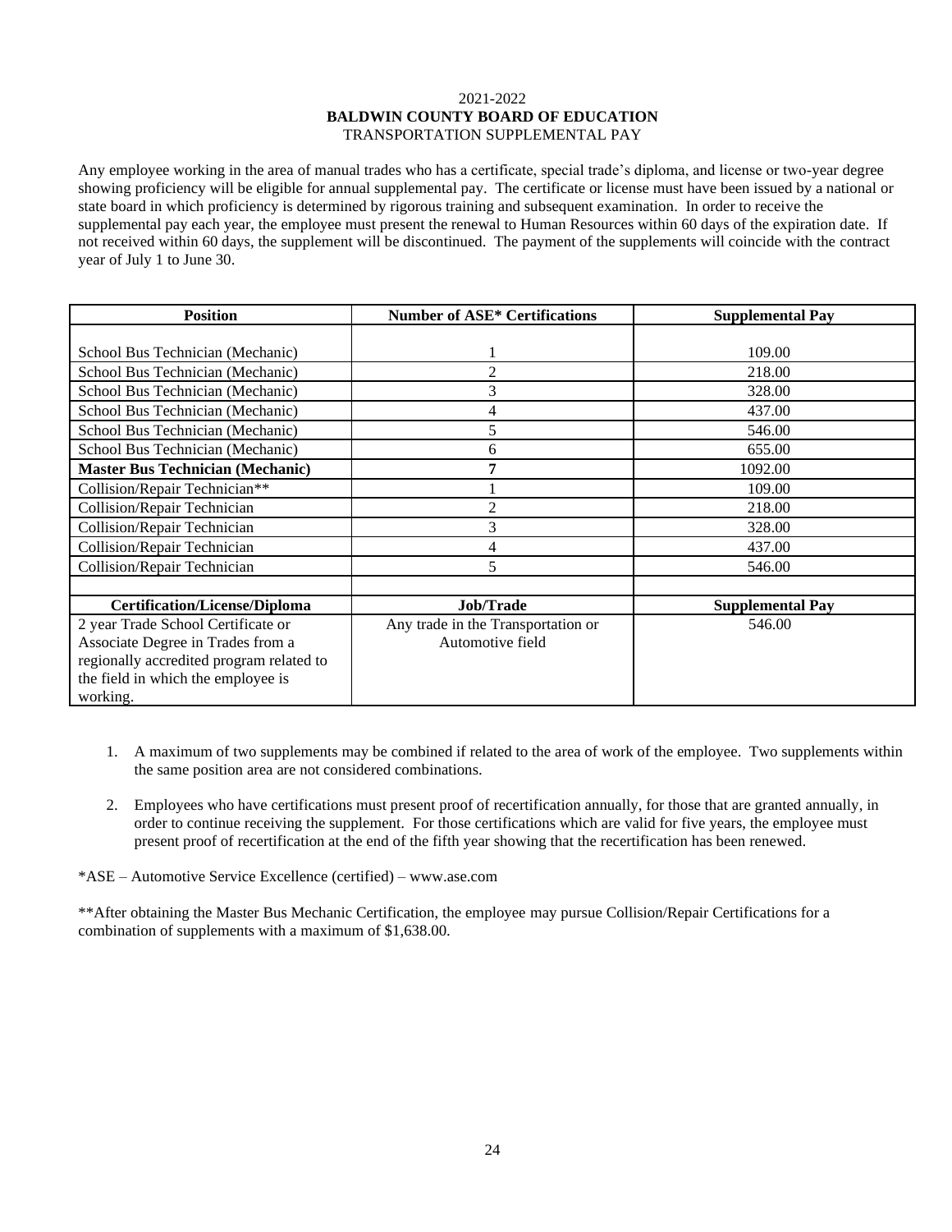2021-2022

**BALDWIN COUNTY BOARD OF EDUCATION**

TRANSPORTATION SUPPLEMENTAL PAY

Any employee working in the area of manual trades who has a certificate, special trade's diploma, and license or two-year degree showing proficiency will be eligible for annual supplemental pay. The certificate or license must have been issued by a national or state board in which proficiency is determined by rigorous training and subsequent examination. In order to receive the supplemental pay each year, the employee must present the renewal to Human Resources within 60 days of the expiration date. If not received within 60 days, the supplement will be discontinued. The payment of the supplements will coincide with the contract year of July 1 to June 30.

| Position | Number of ASE* Certifications | Supplemental Pay |
|---|---|---|
| School Bus Technician (Mechanic) | 1 | 109.00 |
| School Bus Technician (Mechanic) | 2 | 218.00 |
| School Bus Technician (Mechanic) | 3 | 328.00 |
| School Bus Technician (Mechanic) | 4 | 437.00 |
| School Bus Technician (Mechanic) | 5 | 546.00 |
| School Bus Technician (Mechanic) | 6 | 655.00 |
| **Master Bus Technician (Mechanic)** | **7** | 1092.00 |
| Collision/Repair Technician** | 1 | 109.00 |
| Collision/Repair Technician | 2 | 218.00 |
| Collision/Repair Technician | 3 | 328.00 |
| Collision/Repair Technician | 4 | 437.00 |
| Collision/Repair Technician | 5 | 546.00 |
| | | |
| **Certification/License/Diploma** | **Job/Trade** | **Supplemental Pay** |
| 2 year Trade School Certificate or Associate Degree in Trades from a regionally accredited program related to the field in which the employee is working. | Any trade in the Transportation or Automotive field | 546.00 |

1. A maximum of two supplements may be combined if related to the area of work of the employee. Two supplements within the same position area are not considered combinations.

2. Employees who have certifications must present proof of recertification annually, for those that are granted annually, in order to continue receiving the supplement. For those certifications which are valid for five years, the employee must present proof of recertification at the end of the fifth year showing that the recertification has been renewed.

*ASE – Automotive Service Excellence (certified) – www.ase.com

**After obtaining the Master Bus Mechanic Certification, the employee may pursue Collision/Repair Certifications for a combination of supplements with a maximum of $1,638.00.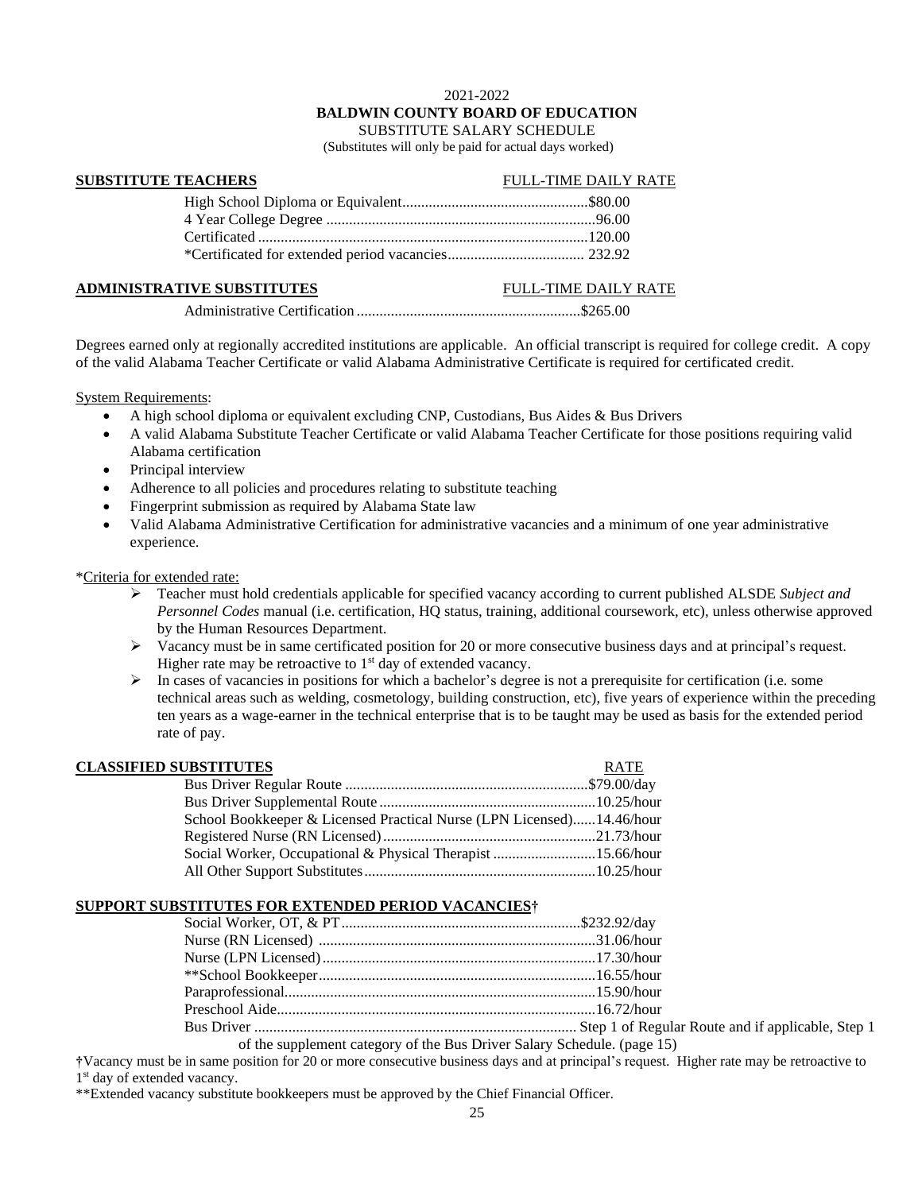2021-2022

**BALDWIN COUNTY BOARD OF EDUCATION**

SUBSTITUTE SALARY SCHEDULE

(Substitutes will only be paid for actual days worked)

| **SUBSTITUTE TEACHERS** | FULL-TIME DAILY RATE |
|---|---|
| High School Diploma or Equivalent | $80.00 |
| 4 Year College Degree | 96.00 |
| Certificated | 120.00 |
| *Certificated for extended period vacancies | 232.92 |

| **ADMINISTRATIVE SUBSTITUTES** | FULL-TIME DAILY RATE |
|---|---|
| Administrative Certification | $265.00 |

Degrees earned only at regionally accredited institutions are applicable. An official transcript is required for college credit. A copy of the valid Alabama Teacher Certificate or valid Alabama Administrative Certificate is required for certificated credit.

System Requirements:

- A high school diploma or equivalent excluding CNP, Custodians, Bus Aides & Bus Drivers
- A valid Alabama Substitute Teacher Certificate or valid Alabama Teacher Certificate for those positions requiring valid Alabama certification
- Principal interview
- Adherence to all policies and procedures relating to substitute teaching
- Fingerprint submission as required by Alabama State law
- Valid Alabama Administrative Certification for administrative vacancies and a minimum of one year administrative experience.

*Criteria for extended rate:

- Teacher must hold credentials applicable for specified vacancy according to current published ALSDE *Subject and Personnel Codes* manual (i.e. certification, HQ status, training, additional coursework, etc), unless otherwise approved by the Human Resources Department.
- Vacancy must be in same certificated position for 20 or more consecutive business days and at principal's request. Higher rate may be retroactive to 1st day of extended vacancy.
- In cases of vacancies in positions for which a bachelor's degree is not a prerequisite for certification (i.e. some technical areas such as welding, cosmetology, building construction, etc), five years of experience within the preceding ten years as a wage-earner in the technical enterprise that is to be taught may be used as basis for the extended period rate of pay.

| **CLASSIFIED SUBSTITUTES** | RATE |
|---|---|
| Bus Driver Regular Route | $79.00/day |
| Bus Driver Supplemental Route | 10.25/hour |
| School Bookkeeper & Licensed Practical Nurse (LPN Licensed) | 14.46/hour |
| Registered Nurse (RN Licensed) | 21.73/hour |
| Social Worker, Occupational & Physical Therapist | 15.66/hour |
| All Other Support Substitutes | 10.25/hour |

**SUPPORT SUBSTITUTES FOR EXTENDED PERIOD VACANCIES†**

| Position | Rate |
|---|---|
| Social Worker, OT, & PT | $232.92/day |
| Nurse (RN Licensed) | 31.06/hour |
| Nurse (LPN Licensed) | 17.30/hour |
| **School Bookkeeper | 16.55/hour |
| Paraprofessional | 15.90/hour |
| Preschool Aide | 16.72/hour |
| Bus Driver | Step 1 of Regular Route and if applicable, Step 1 of the supplement category of the Bus Driver Salary Schedule. (page 15) |

†Vacancy must be in same position for 20 or more consecutive business days and at principal's request. Higher rate may be retroactive to 1st day of extended vacancy.

**Extended vacancy substitute bookkeepers must be approved by the Chief Financial Officer.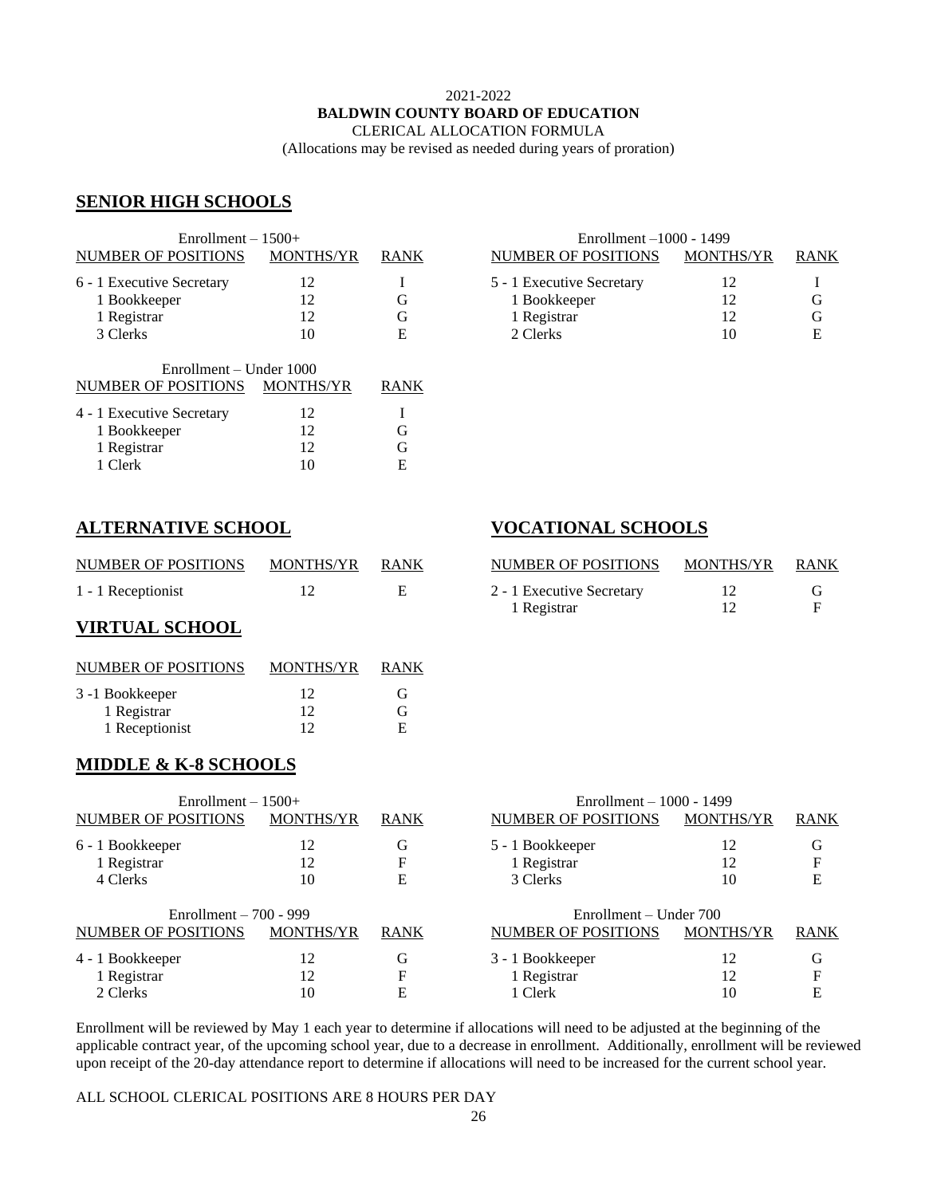2021-2022

**BALDWIN COUNTY BOARD OF EDUCATION**

CLERICAL ALLOCATION FORMULA

(Allocations may be revised as needed during years of proration)

## SENIOR HIGH SCHOOLS

Enrollment – 1500+

| NUMBER OF POSITIONS | MONTHS/YR | RANK |
|---|---|---|
| 6 - 1 Executive Secretary | 12 | I |
| 1 Bookkeeper | 12 | G |
| 1 Registrar | 12 | G |
| 3 Clerks | 10 | E |

Enrollment –1000 - 1499

| NUMBER OF POSITIONS | MONTHS/YR | RANK |
|---|---|---|
| 5 - 1 Executive Secretary | 12 | I |
| 1 Bookkeeper | 12 | G |
| 1 Registrar | 12 | G |
| 2 Clerks | 10 | E |

Enrollment – Under 1000

| NUMBER OF POSITIONS | MONTHS/YR | RANK |
|---|---|---|
| 4 - 1 Executive Secretary | 12 | I |
| 1 Bookkeeper | 12 | G |
| 1 Registrar | 12 | G |
| 1 Clerk | 10 | E |

## ALTERNATIVE SCHOOL

| NUMBER OF POSITIONS | MONTHS/YR | RANK |
|---|---|---|
| 1 - 1 Receptionist | 12 | E |

## VIRTUAL SCHOOL

| NUMBER OF POSITIONS | MONTHS/YR | RANK |
|---|---|---|
| 3 -1 Bookkeeper | 12 | G |
| 1 Registrar | 12 | G |
| 1 Receptionist | 12 | E |

## VOCATIONAL SCHOOLS

| NUMBER OF POSITIONS | MONTHS/YR | RANK |
|---|---|---|
| 2 - 1 Executive Secretary | 12 | G |
| 1 Registrar | 12 | F |

## MIDDLE & K-8 SCHOOLS

Enrollment – 1500+

| NUMBER OF POSITIONS | MONTHS/YR | RANK |
|---|---|---|
| 6 - 1 Bookkeeper | 12 | G |
| 1 Registrar | 12 | F |
| 4 Clerks | 10 | E |

Enrollment – 1000 - 1499

| NUMBER OF POSITIONS | MONTHS/YR | RANK |
|---|---|---|
| 5 - 1 Bookkeeper | 12 | G |
| 1 Registrar | 12 | F |
| 3 Clerks | 10 | E |

Enrollment – 700 - 999

| NUMBER OF POSITIONS | MONTHS/YR | RANK |
|---|---|---|
| 4 - 1 Bookkeeper | 12 | G |
| 1 Registrar | 12 | F |
| 2 Clerks | 10 | E |

Enrollment – Under 700

| NUMBER OF POSITIONS | MONTHS/YR | RANK |
|---|---|---|
| 3 - 1 Bookkeeper | 12 | G |
| 1 Registrar | 12 | F |
| 1 Clerk | 10 | E |

Enrollment will be reviewed by May 1 each year to determine if allocations will need to be adjusted at the beginning of the applicable contract year, of the upcoming school year, due to a decrease in enrollment. Additionally, enrollment will be reviewed upon receipt of the 20-day attendance report to determine if allocations will need to be increased for the current school year.

ALL SCHOOL CLERICAL POSITIONS ARE 8 HOURS PER DAY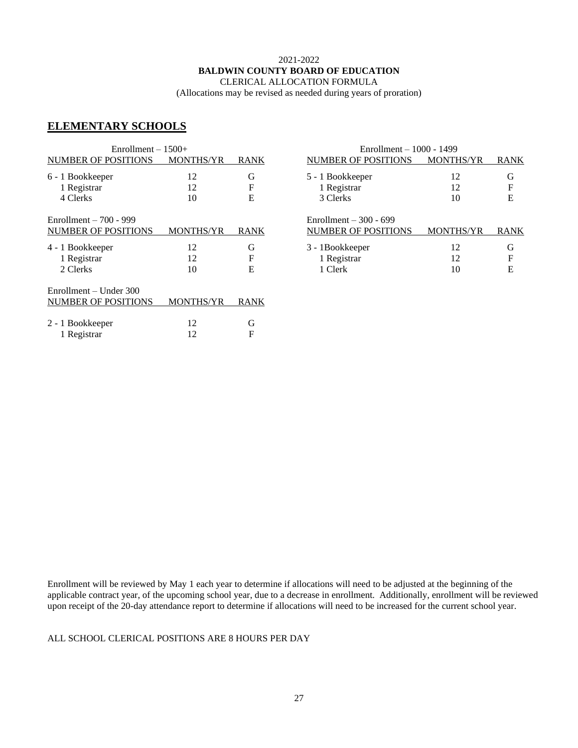2021-2022

**BALDWIN COUNTY BOARD OF EDUCATION**

CLERICAL ALLOCATION FORMULA

(Allocations may be revised as needed during years of proration)

## ELEMENTARY SCHOOLS

Enrollment – 1500+

| NUMBER OF POSITIONS | MONTHS/YR | RANK |
|---|---|---|
| 6 - 1 Bookkeeper | 12 | G |
| 1 Registrar | 12 | F |
| 4 Clerks | 10 | E |

Enrollment – 1000 - 1499

| NUMBER OF POSITIONS | MONTHS/YR | RANK |
|---|---|---|
| 5 - 1 Bookkeeper | 12 | G |
| 1 Registrar | 12 | F |
| 3 Clerks | 10 | E |

Enrollment – 700 - 999

| NUMBER OF POSITIONS | MONTHS/YR | RANK |
|---|---|---|
| 4 - 1 Bookkeeper | 12 | G |
| 1 Registrar | 12 | F |
| 2 Clerks | 10 | E |

Enrollment – 300 - 699

| NUMBER OF POSITIONS | MONTHS/YR | RANK |
|---|---|---|
| 3 - 1Bookkeeper | 12 | G |
| 1 Registrar | 12 | F |
| 1 Clerk | 10 | E |

Enrollment – Under 300

| NUMBER OF POSITIONS | MONTHS/YR | RANK |
|---|---|---|
| 2 - 1 Bookkeeper | 12 | G |
| 1 Registrar | 12 | F |

Enrollment will be reviewed by May 1 each year to determine if allocations will need to be adjusted at the beginning of the applicable contract year, of the upcoming school year, due to a decrease in enrollment. Additionally, enrollment will be reviewed upon receipt of the 20-day attendance report to determine if allocations will need to be increased for the current school year.

ALL SCHOOL CLERICAL POSITIONS ARE 8 HOURS PER DAY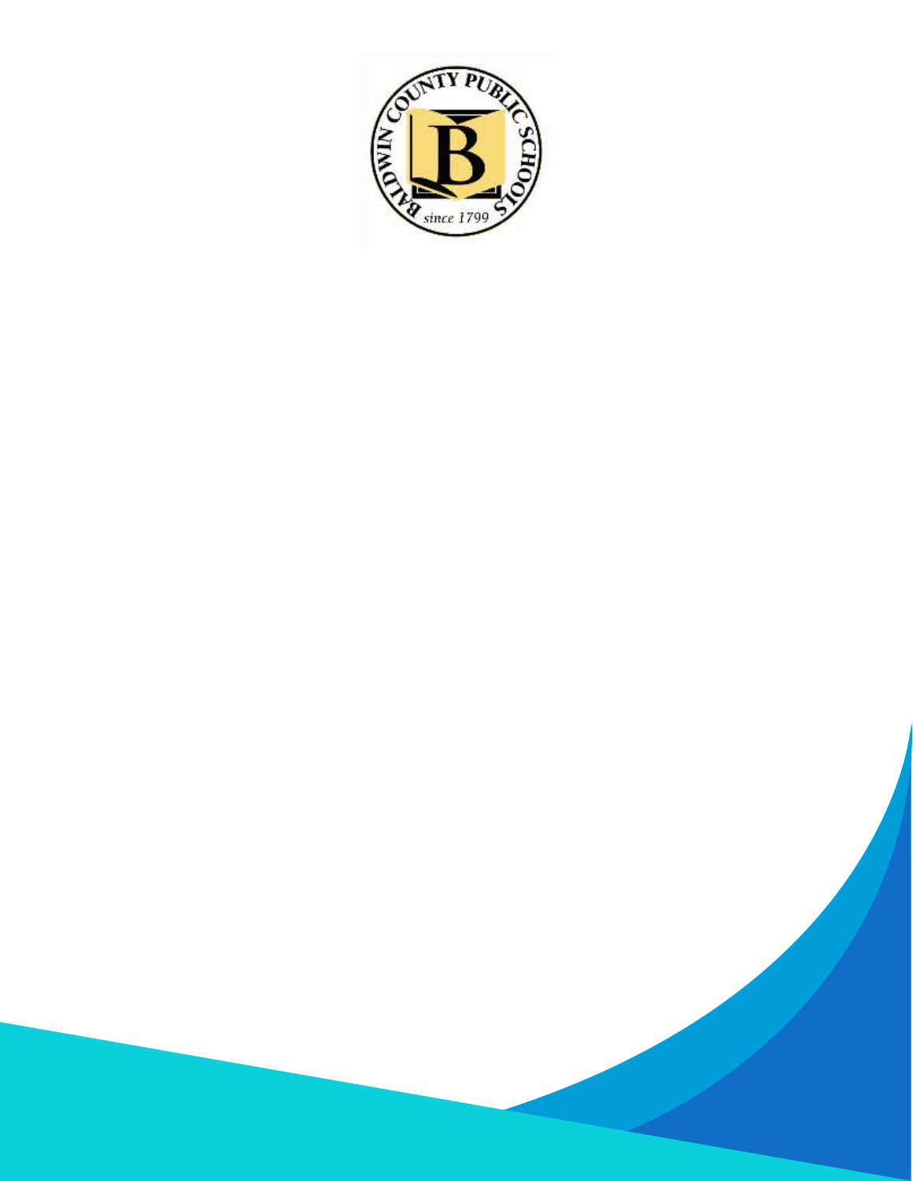BALDWIN COUNTY PUBLIC SCHOOLS

since 1799